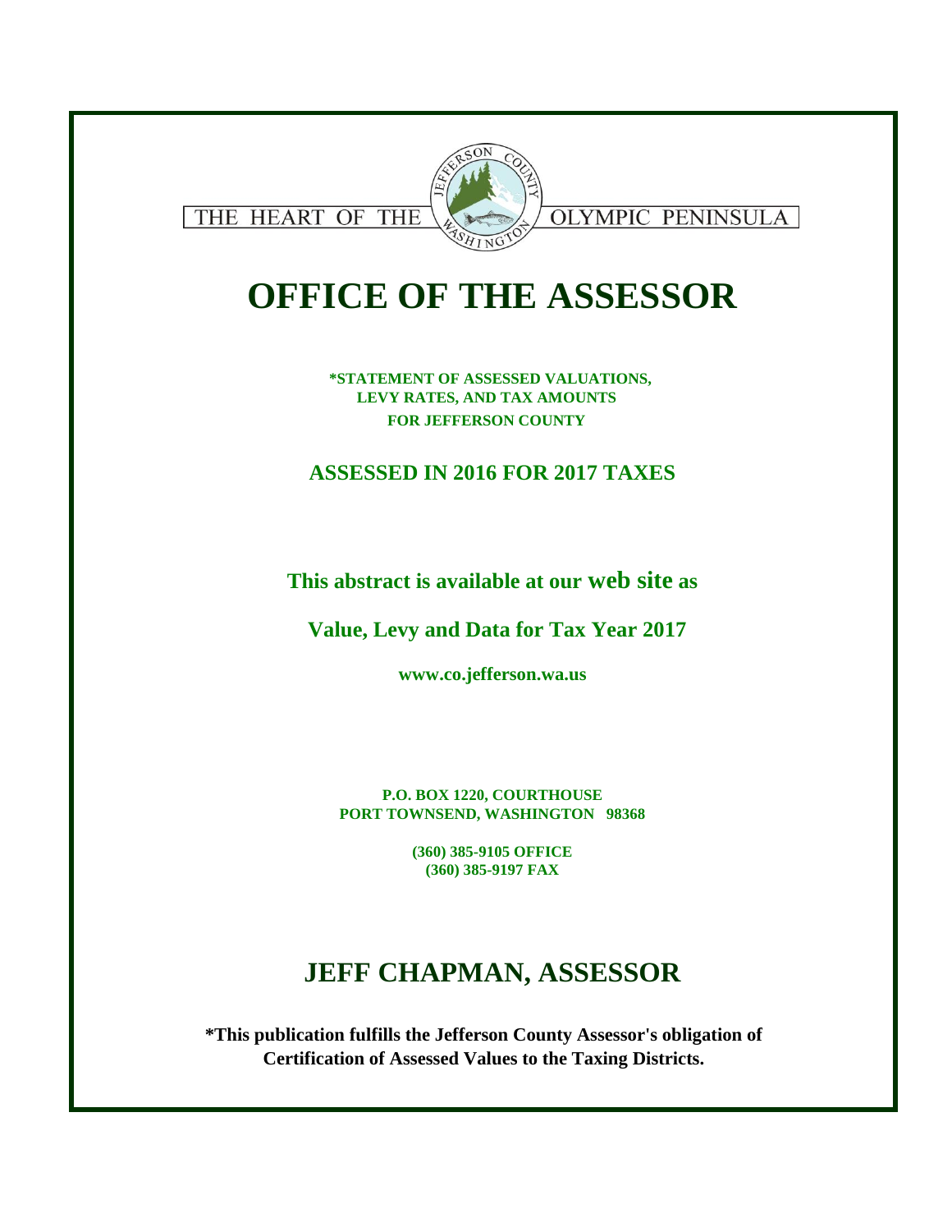THE HEART OF THE OLYMPIC PENINSULA

# OFFICE OF THE ASSESSOR

**\*STATEMENT OF ASSESSED VALUATIONS, LEVY RATES, AND TAX AMOUNTS FOR JEFFERSON COUNTY**

## ASSESSED IN 2016 FOR 2017 TAXES

**This abstract is available at our web site as**

**Value, Levy and Data for Tax Year 2017**

**www.co.jefferson.wa.us**

**P.O. BOX 1220, COURTHOUSE**
**PORT TOWNSEND, WASHINGTON 98368**

**(360) 385-9105 OFFICE**
**(360) 385-9197 FAX**

## JEFF CHAPMAN, ASSESSOR

**\*This publication fulfills the Jefferson County Assessor's obligation of Certification of Assessed Values to the Taxing Districts.**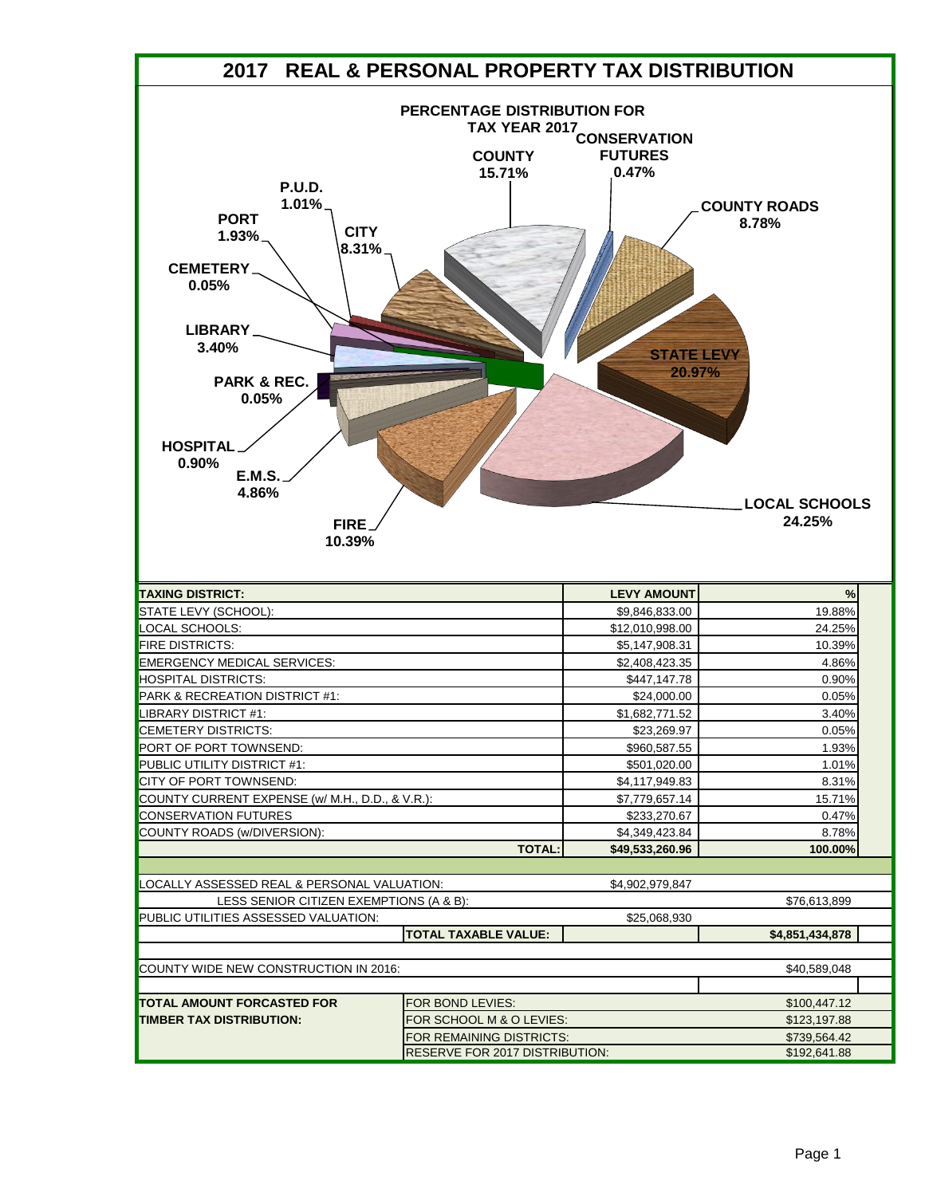# 2017 REAL & PERSONAL PROPERTY TAX DISTRIBUTION

**PERCENTAGE DISTRIBUTION FOR TAX YEAR 2017**

- COUNTY 15.71%
- CONSERVATION FUTURES 0.47%
- COUNTY ROADS 8.78%
- STATE LEVY 20.97%
- LOCAL SCHOOLS 24.25%
- FIRE 10.39%
- E.M.S. 4.86%
- HOSPITAL 0.90%
- PARK & REC. 0.05%
- LIBRARY 3.40%
- CEMETERY 0.05%
- PORT 1.93%
- P.U.D. 1.01%
- CITY 8.31%

| TAXING DISTRICT: | LEVY AMOUNT | % |
|---|---|---|
| STATE LEVY (SCHOOL): | $9,846,833.00 | 19.88% |
| LOCAL SCHOOLS: | $12,010,998.00 | 24.25% |
| FIRE DISTRICTS: | $5,147,908.31 | 10.39% |
| EMERGENCY MEDICAL SERVICES: | $2,408,423.35 | 4.86% |
| HOSPITAL DISTRICTS: | $447,147.78 | 0.90% |
| PARK & RECREATION DISTRICT #1: | $24,000.00 | 0.05% |
| LIBRARY DISTRICT #1: | $1,682,771.52 | 3.40% |
| CEMETERY DISTRICTS: | $23,269.97 | 0.05% |
| PORT OF PORT TOWNSEND: | $960,587.55 | 1.93% |
| PUBLIC UTILITY DISTRICT #1: | $501,020.00 | 1.01% |
| CITY OF PORT TOWNSEND: | $4,117,949.83 | 8.31% |
| COUNTY CURRENT EXPENSE (w/ M.H., D.D., & V.R.): | $7,779,657.14 | 15.71% |
| CONSERVATION FUTURES | $233,270.67 | 0.47% |
| COUNTY ROADS (w/DIVERSION): | $4,349,423.84 | 8.78% |
| **TOTAL:** | **$49,533,260.96** | **100.00%** |

| | | | |
|---|---|---|---|
| LOCALLY ASSESSED REAL & PERSONAL VALUATION: | | $4,902,979,847 | |
| LESS SENIOR CITIZEN EXEMPTIONS (A & B): | | | $76,613,899 |
| PUBLIC UTILITIES ASSESSED VALUATION: | | $25,068,930 | |
| | **TOTAL TAXABLE VALUE:** | | **$4,851,434,878** |
| COUNTY WIDE NEW CONSTRUCTION IN 2016: | | | $40,589,048 |

| | | |
|---|---|---|
| **TOTAL AMOUNT FORCASTED FOR TIMBER TAX DISTRIBUTION:** | FOR BOND LEVIES: | $100,447.12 |
| | FOR SCHOOL M & O LEVIES: | $123,197.88 |
| | FOR REMAINING DISTRICTS: | $739,564.42 |
| | RESERVE FOR 2017 DISTRIBUTION: | $192,641.88 |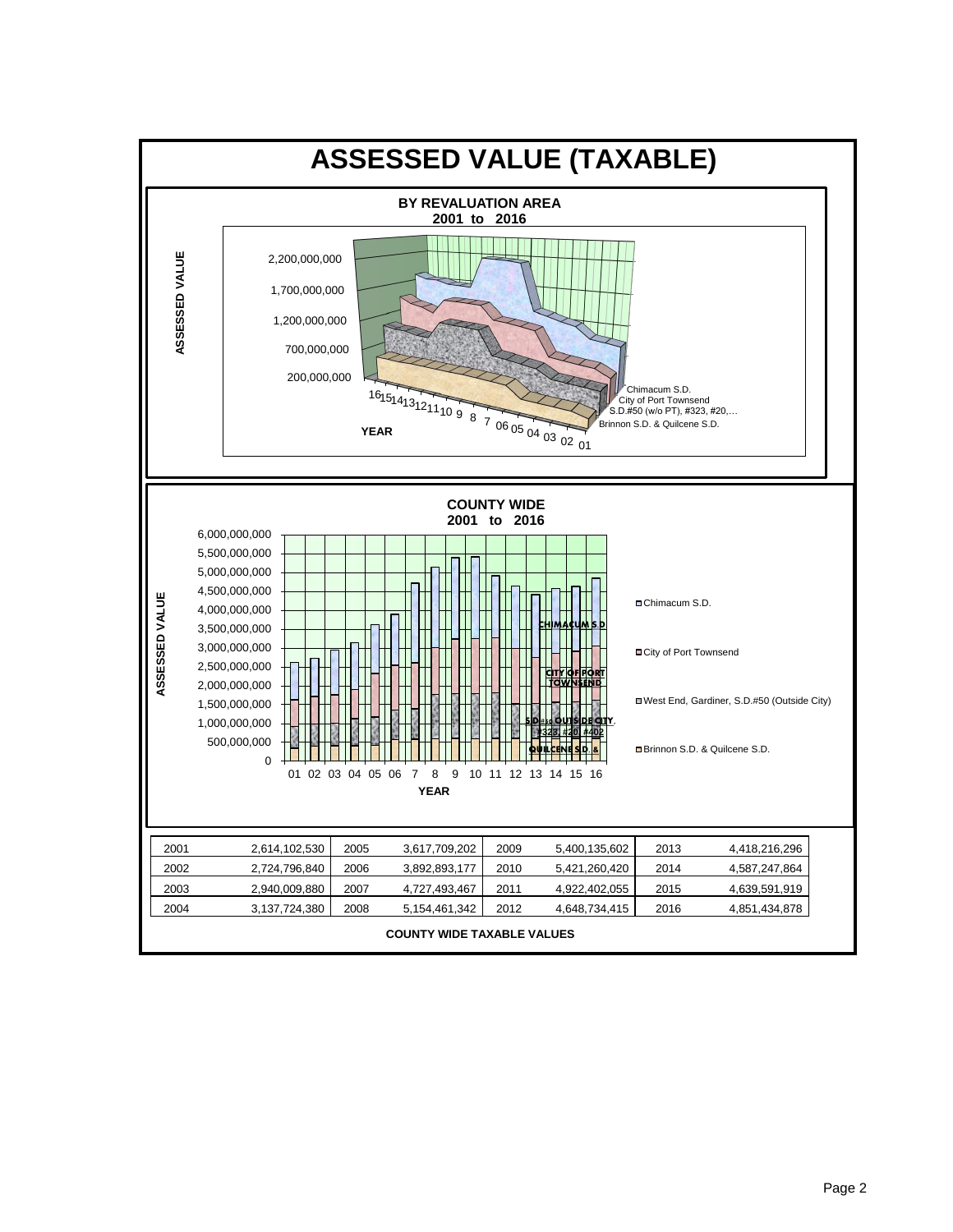# ASSESSED VALUE (TAXABLE)

**BY REVALUATION AREA**
**2001 to 2016**

**COUNTY WIDE**
**2001 to 2016**

| 2001 | 2,614,102,530 | 2005 | 3,617,709,202 | 2009 | 5,400,135,602 | 2013 | 4,418,216,296 |
|---|---|---|---|---|---|---|---|
| 2002 | 2,724,796,840 | 2006 | 3,892,893,177 | 2010 | 5,421,260,420 | 2014 | 4,587,247,864 |
| 2003 | 2,940,009,880 | 2007 | 4,727,493,467 | 2011 | 4,922,402,055 | 2015 | 4,639,591,919 |
| 2004 | 3,137,724,380 | 2008 | 5,154,461,342 | 2012 | 4,648,734,415 | 2016 | 4,851,434,878 |

**COUNTY WIDE TAXABLE VALUES**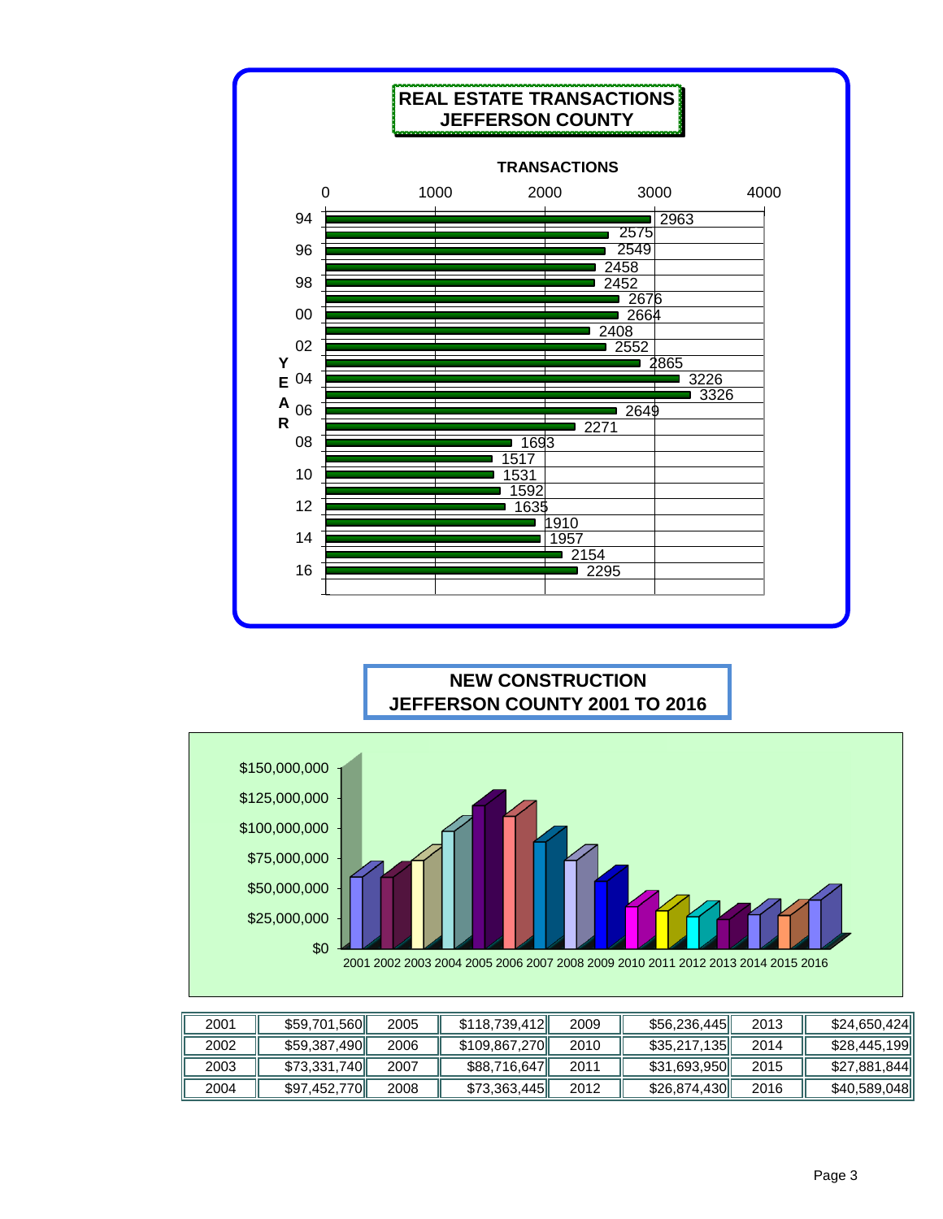## REAL ESTATE TRANSACTIONS JEFFERSON COUNTY

TRANSACTIONS

| YEAR | TRANSACTIONS |
|---|---|
| 94 | 2963 |
| 95 | 2575 |
| 96 | 2549 |
| 97 | 2458 |
| 98 | 2452 |
| 99 | 2676 |
| 00 | 2664 |
| 01 | 2408 |
| 02 | 2552 |
| 03 | 2865 |
| 04 | 3226 |
| 05 | 3326 |
| 06 | 2649 |
| 07 | 2271 |
| 08 | 1693 |
| 09 | 1517 |
| 10 | 1531 |
| 11 | 1592 |
| 12 | 1635 |
| 13 | 1910 |
| 14 | 1957 |
| 15 | 2154 |
| 16 | 2295 |

## NEW CONSTRUCTION JEFFERSON COUNTY 2001 TO 2016

| 2001 | $59,701,560 | 2005 | $118,739,412 | 2009 | $56,236,445 | 2013 | $24,650,424 |
|---|---|---|---|---|---|---|---|
| 2002 | $59,387,490 | 2006 | $109,867,270 | 2010 | $35,217,135 | 2014 | $28,445,199 |
| 2003 | $73,331,740 | 2007 | $88,716,647 | 2011 | $31,693,950 | 2015 | $27,881,844 |
| 2004 | $97,452,770 | 2008 | $73,363,445 | 2012 | $26,874,430 | 2016 | $40,589,048 |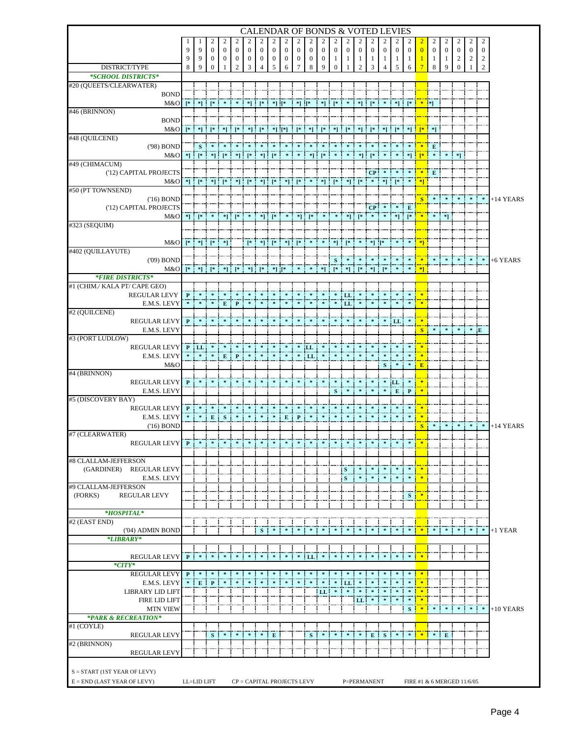# CALENDAR OF BONDS & VOTED LEVIES

| DISTRICT/TYPE | 1998 | 1999 | 2000 | 2001 | 2002 | 2003 | 2004 | 2005 | 2006 | 2007 | 2008 | 2009 | 2010 | 2011 | 2012 | 2013 | 2014 | 2015 | 2016 | 2017 | 2018 | 2019 | 2020 | 2021 | 2022 | |
|---|---|---|---|---|---|---|---|---|---|---|---|---|---|---|---|---|---|---|---|---|---|---|---|---|---|---|
| ***SCHOOL DISTRICTS*** | | | | | | | | | | | | | | | | | | | | | | | | | | |
| #20 (QUEETS/CLEARWATER) | | | | | | | | | | | | | | | | | | | | | | | | | | |
| BOND | | | | | | | | | | | | | | | | | | | | | | | | | | |
| M&O | [* | *] | [* | * | * | *] | [* | *] | [* | *] | [* | *] | [* | * | *] | [* | * | *] | [* | * | *] | | | | | |
| #46 (BRINNON) | | | | | | | | | | | | | | | | | | | | | | | | | | |
| BOND | | | | | | | | | | | | | | | | | | | | | | | | | | |
| M&O | [* | *] | [* | *] | [* | *] | [* | *] | [*] | [* | *] | [* | *] | [* | *] | [* | *] | [* | *] | [* | *] | | | | | |
| #48 (QUILCENE) | | | | | | | | | | | | | | | | | | | | | | | | | | |
| ('98) BOND | | S | * | * | * | * | * | * | * | * | * | * | * | * | * | * | * | * | * | * | E | | | | | |
| M&O | *] | [* | *] | [* | *] | [* | *] | [* | * | * | *] | [* | * | * | *] | [* | * | * | *] | [* | * | * | *] | | | |
| #49 (CHIMACUM) | | | | | | | | | | | | | | | | | | | | | | | | | | |
| ('12) CAPITAL PROJECTS | | | | | | | | | | | | | | | | CP | * | * | * | * | E | | | | | |
| M&O | *] | [* | *] | [* | *] | [* | *] | [* | *] | [* | * | *] | [* | *] | [* | * | *] | [* | * | *] | | | | | | |
| #50 (PT TOWNSEND) | | | | | | | | | | | | | | | | | | | | | | | | | | |
| ('16) BOND | | | | | | | | | | | | | | | | | | | | S | * | * | * | * | * | +14 YEARS |
| ('12) CAPITAL PROJECTS | | | | | | | | | | | | | | | | CP | * | * | E | | | | | | | |
| M&O | *] | [* | * | *] | [* | * | *] | [* | * | *] | [* | * | * | *] | [* | * | * | *] | [* | * | * | *] | | | | |
| #323 (SEQUIM) | | | | | | | | | | | | | | | | | | | | | | | | | | |
| M&O | [* | *] | [* | *] | | [* | *] | [* | *] | [* | * | * | * | *] | [* | * | *] [* | * | * | *] | | | | | | |
| #402 (QUILLAYUTE) | | | | | | | | | | | | | | | | | | | | | | | | | | |
| ('09) BOND | | | | | | | | | | | | | S | * | * | * | * | * | * | * | * | * | * | * | * | +6 YEARS |
| M&O | [* | *] | [* | *] | [* | *] | [* | *] [* | * | * | * | *] | [* | *] | [* | *] | [* | * | * | *] | | | | | | |
| ***FIRE DISTRICTS*** | | | | | | | | | | | | | | | | | | | | | | | | | | |
| #1 (CHIM./ KALA PT/ CAPE GEO) | | | | | | | | | | | | | | | | | | | | | | | | | | |
| REGULAR LEVY | P | * | * | * | * | * | * | * | * | * | * | * | * | LL | * | * | * | * | * | * | | | | | | |
| E.M.S. LEVY | * | * | * | E | P | * | * | * | * | * | * | * | * | LL | * | * | * | * | * | * | | | | | | |
| #2 (QUILCENE) | | | | | | | | | | | | | | | | | | | | | | | | | | |
| REGULAR LEVY | P | * | * | * | * | * | * | * | * | * | * | * | * | * | * | * | * | LL | * | * | | | | | | |
| E.M.S. LEVY | | | | | | | | | | | | | | | | | | | | S | * | * | * | * | E | |
| #3 (PORT LUDLOW) | | | | | | | | | | | | | | | | | | | | | | | | | | |
| REGULAR LEVY | P | LL | * | * | * | * | * | * | * | * | LL | * | * | * | * | * | * | * | * | * | | | | | | |
| E.M.S. LEVY | * | * | * | E | P | * | * | * | * | * | LL | * | * | * | * | * | * | * | * | * | | | | | | |
| M&O | | | | | | | | | | | | | | | | | S | * | * | E | | | | | | |
| #4 (BRINNON) | | | | | | | | | | | | | | | | | | | | | | | | | | |
| REGULAR LEVY | P | * | * | * | * | * | * | * | * | * | * | * | * | * | * | * | * | LL | * | * | | | | | | |
| E.M.S. LEVY | | | | | | | | | | | | | S | * | * | * | * | E | P | * | | | | | | |
| #5 (DISCOVERY BAY) | | | | | | | | | | | | | | | | | | | | | | | | | | |
| REGULAR LEVY | P | * | * | * | * | * | * | * | * | * | * | * | * | * | * | * | * | * | * | * | | | | | | |
| E.M.S. LEVY | * | * | E | S | * | * | * | * | E | P | * | * | * | * | * | * | * | * | * | * | | | | | | |
| ('16) BOND | | | | | | | | | | | | | | | | | | | | S | * | * | * | * | * | +14 YEARS |
| #7 (CLEARWATER) | | | | | | | | | | | | | | | | | | | | | | | | | | |
| REGULAR LEVY | P | * | * | * | * | * | * | * | * | * | * | * | * | * | * | * | * | * | * | * | | | | | | |
| #8 CLALLAM-JEFFERSON | | | | | | | | | | | | | | | | | | | | | | | | | | |
| (GARDINER) REGULAR LEVY | | | | | | | | | | | | | | | S | * | * | * | * | * | | | | | | |
| E.M.S. LEVY | | | | | | | | | | | | | | | S | * | * | * | * | * | | | | | | |
| #9 CLALLAM-JEFFERSON | | | | | | | | | | | | | | | | | | | | | | | | | | |
| (FORKS) REGULAR LEVY | | | | | | | | | | | | | | | | | | | S | * | | | | | | |
| ***HOSPITAL*** | | | | | | | | | | | | | | | | | | | | | | | | | | |
| #2 (EAST END) | | | | | | | | | | | | | | | | | | | | | | | | | | |
| ('04) ADMIN BOND | | | | | | | | S | * | * | * | * | * | * | * | * | * | * | * | * | * | * | * | * | * | +1 YEAR |
| ***LIBRARY*** | | | | | | | | | | | | | | | | | | | | | | | | | | |
| REGULAR LEVY | P | * | * | * | * | * | * | * | * | * | LL | * | * | * | * | * | * | * | * | * | | | | | | |
| ***CITY*** | | | | | | | | | | | | | | | | | | | | | | | | | | |
| REGULAR LEVY | P | * | * | * | * | * | * | * | * | * | * | * | * | * | * | * | * | * | * | * | | | | | | |
| E.M.S. LEVY | * | E | P | * | * | * | * | * | * | * | * | * | * | LL | * | * | * | * | * | * | | | | | | |
| LIBRARY LID LIFT | | | | | | | | | | | | LL | * | * | * | * | * | * | * | * | | | | | | |
| FIRE LID LIFT | | | | | | | | | | | | | | | LL | * | * | * | * | * | | | | | | |
| MTN VIEW | | | | | | | | | | | | | | | | | | | S | * | * | * | * | * | * | +10 YEARS |
| ***PARK & RECREATION*** | | | | | | | | | | | | | | | | | | | | | | | | | | |
| #1 (COYLE) | | | | | | | | | | | | | | | | | | | | | | | | | | |
| REGULAR LEVY | | | S | * | * | * | * | E | | | S | * | * | * | * | E | S | * | * | * | * | E | | | | |
| #2 (BRINNON) | | | | | | | | | | | | | | | | | | | | | | | | | | |
| REGULAR LEVY | | | | | | | | | | | | | | | | | | | | | | | | | | |

S = START (1ST YEAR OF LEVY)
E = END (LAST YEAR OF LEVY)
LL=LID LIFT
CP = CAPITAL PROJECTS LEVY
P=PERMANENT
FIRE #1 & 6 MERGED 11/6/05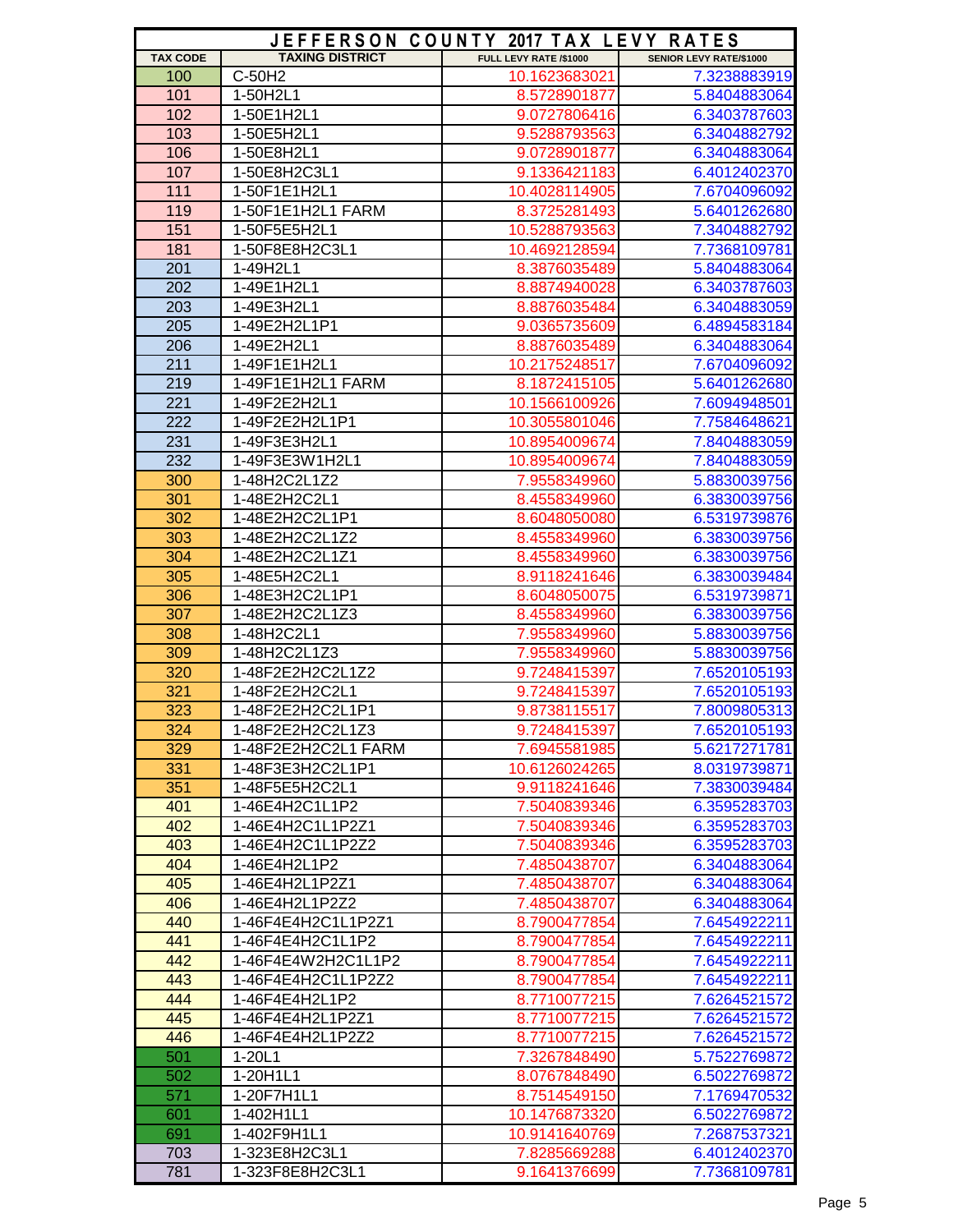| JEFFERSON COUNTY 2017 TAX LEVY RATES | | | |
|---|---|---|---|
| TAX CODE | TAXING DISTRICT | FULL LEVY RATE /$1000 | SENIOR LEVY RATE/$1000 |
| 100 | C-50H2 | 10.1623683021 | 7.3238883919 |
| 101 | 1-50H2L1 | 8.5728901877 | 5.8404883064 |
| 102 | 1-50E1H2L1 | 9.0727806416 | 6.3403787603 |
| 103 | 1-50E5H2L1 | 9.5288793563 | 6.3404882792 |
| 106 | 1-50E8H2L1 | 9.0728901877 | 6.3404883064 |
| 107 | 1-50E8H2C3L1 | 9.1336421183 | 6.4012402370 |
| 111 | 1-50F1E1H2L1 | 10.4028114905 | 7.6704096092 |
| 119 | 1-50F1E1H2L1 FARM | 8.3725281493 | 5.6401262680 |
| 151 | 1-50F5E5H2L1 | 10.5288793563 | 7.3404882792 |
| 181 | 1-50F8E8H2C3L1 | 10.4692128594 | 7.7368109781 |
| 201 | 1-49H2L1 | 8.3876035489 | 5.8404883064 |
| 202 | 1-49E1H2L1 | 8.8874940028 | 6.3403787603 |
| 203 | 1-49E3H2L1 | 8.8876035484 | 6.3404883059 |
| 205 | 1-49E2H2L1P1 | 9.0365735609 | 6.4894583184 |
| 206 | 1-49E2H2L1 | 8.8876035489 | 6.3404883064 |
| 211 | 1-49F1E1H2L1 | 10.2175248517 | 7.6704096092 |
| 219 | 1-49F1E1H2L1 FARM | 8.1872415105 | 5.6401262680 |
| 221 | 1-49F2E2H2L1 | 10.1566100926 | 7.6094948501 |
| 222 | 1-49F2E2H2L1P1 | 10.3055801046 | 7.7584648621 |
| 231 | 1-49F3E3H2L1 | 10.8954009674 | 7.8404883059 |
| 232 | 1-49F3E3W1H2L1 | 10.8954009674 | 7.8404883059 |
| 300 | 1-48H2C2L1Z2 | 7.9558349960 | 5.8830039756 |
| 301 | 1-48E2H2C2L1 | 8.4558349960 | 6.3830039756 |
| 302 | 1-48E2H2C2L1P1 | 8.6048050080 | 6.5319739876 |
| 303 | 1-48E2H2C2L1Z2 | 8.4558349960 | 6.3830039756 |
| 304 | 1-48E2H2C2L1Z1 | 8.4558349960 | 6.3830039756 |
| 305 | 1-48E5H2C2L1 | 8.9118241646 | 6.3830039484 |
| 306 | 1-48E3H2C2L1P1 | 8.6048050075 | 6.5319739871 |
| 307 | 1-48E2H2C2L1Z3 | 8.4558349960 | 6.3830039756 |
| 308 | 1-48H2C2L1 | 7.9558349960 | 5.8830039756 |
| 309 | 1-48H2C2L1Z3 | 7.9558349960 | 5.8830039756 |
| 320 | 1-48F2E2H2C2L1Z2 | 9.7248415397 | 7.6520105193 |
| 321 | 1-48F2E2H2C2L1 | 9.7248415397 | 7.6520105193 |
| 323 | 1-48F2E2H2C2L1P1 | 9.8738115517 | 7.8009805313 |
| 324 | 1-48F2E2H2C2L1Z3 | 9.7248415397 | 7.6520105193 |
| 329 | 1-48F2E2H2C2L1 FARM | 7.6945581985 | 5.6217271781 |
| 331 | 1-48F3E3H2C2L1P1 | 10.6126024265 | 8.0319739871 |
| 351 | 1-48F5E5H2C2L1 | 9.9118241646 | 7.3830039484 |
| 401 | 1-46E4H2C1L1P2 | 7.5040839346 | 6.3595283703 |
| 402 | 1-46E4H2C1L1P2Z1 | 7.5040839346 | 6.3595283703 |
| 403 | 1-46E4H2C1L1P2Z2 | 7.5040839346 | 6.3595283703 |
| 404 | 1-46E4H2L1P2 | 7.4850438707 | 6.3404883064 |
| 405 | 1-46E4H2L1P2Z1 | 7.4850438707 | 6.3404883064 |
| 406 | 1-46E4H2L1P2Z2 | 7.4850438707 | 6.3404883064 |
| 440 | 1-46F4E4H2C1L1P2Z1 | 8.7900477854 | 7.6454922211 |
| 441 | 1-46F4E4H2C1L1P2 | 8.7900477854 | 7.6454922211 |
| 442 | 1-46F4E4W2H2C1L1P2 | 8.7900477854 | 7.6454922211 |
| 443 | 1-46F4E4H2C1L1P2Z2 | 8.7900477854 | 7.6454922211 |
| 444 | 1-46F4E4H2L1P2 | 8.7710077215 | 7.6264521572 |
| 445 | 1-46F4E4H2L1P2Z1 | 8.7710077215 | 7.6264521572 |
| 446 | 1-46F4E4H2L1P2Z2 | 8.7710077215 | 7.6264521572 |
| 501 | 1-20L1 | 7.3267848490 | 5.7522769872 |
| 502 | 1-20H1L1 | 8.0767848490 | 6.5022769872 |
| 571 | 1-20F7H1L1 | 8.7514549150 | 7.1769470532 |
| 601 | 1-402H1L1 | 10.1476873320 | 6.5022769872 |
| 691 | 1-402F9H1L1 | 10.9141640769 | 7.2687537321 |
| 703 | 1-323E8H2C3L1 | 7.8285669288 | 6.4012402370 |
| 781 | 1-323F8E8H2C3L1 | 9.1641376699 | 7.7368109781 |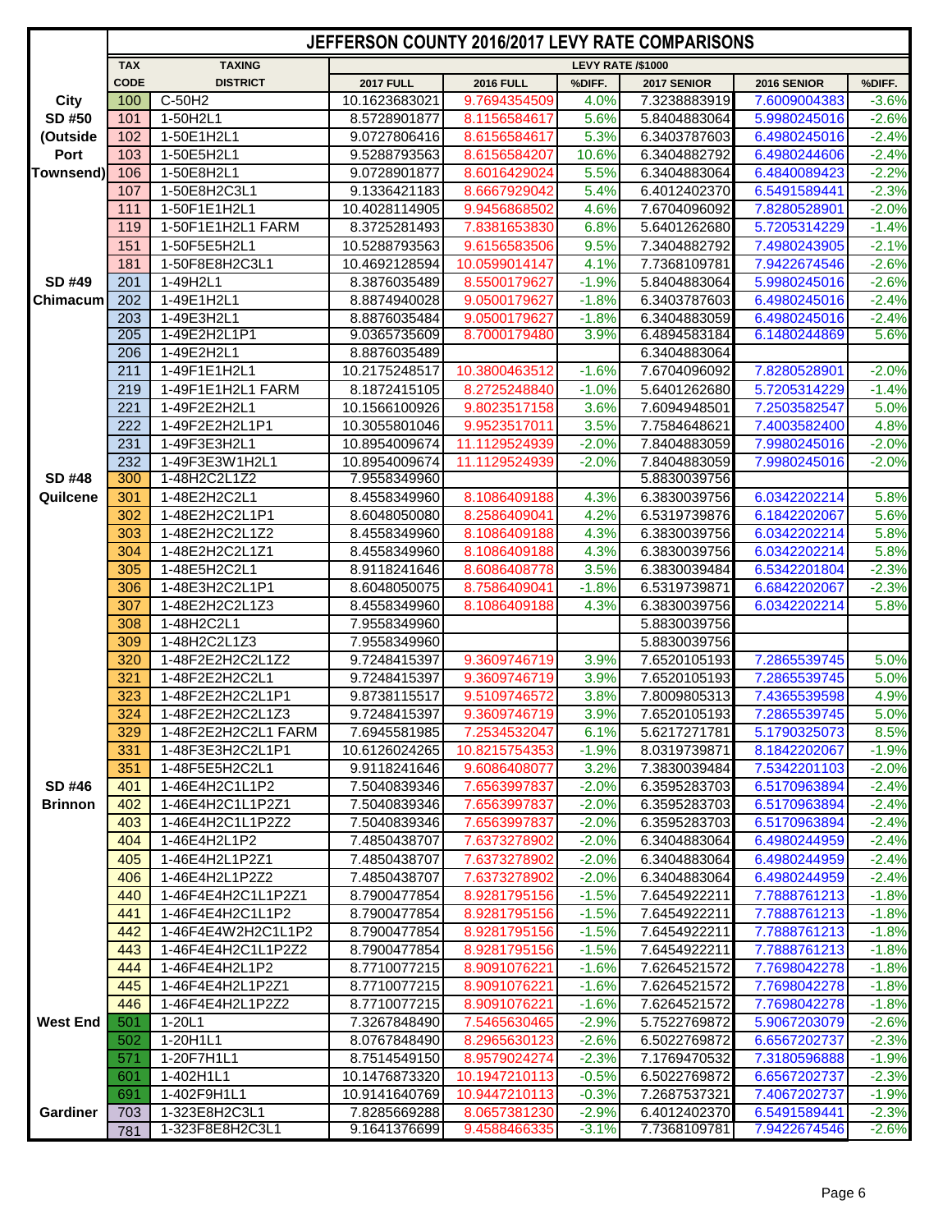# JEFFERSON COUNTY 2016/2017 LEVY RATE COMPARISONS

| | TAX CODE | TAXING DISTRICT | LEVY RATE /$1000 | | | | | |
|---|---|---|---|---|---|---|---|---|
| | | | 2017 FULL | 2016 FULL | %DIFF. | 2017 SENIOR | 2016 SENIOR | %DIFF. |
| City | 100 | C-50H2 | 10.1623683021 | 9.7694354509 | 4.0% | 7.3238883919 | 7.6009004383 | -3.6% |
| SD #50 | 101 | 1-50H2L1 | 8.5728901877 | 8.1156584617 | 5.6% | 5.8404883064 | 5.9980245016 | -2.6% |
| (Outside | 102 | 1-50E1H2L1 | 9.0727806416 | 8.6156584617 | 5.3% | 6.3403787603 | 6.4980245016 | -2.4% |
| Port | 103 | 1-50E5H2L1 | 9.5288793563 | 8.6156584207 | 10.6% | 6.3404882792 | 6.4980244606 | -2.4% |
| Townsend) | 106 | 1-50E8H2L1 | 9.0728901877 | 8.6016429024 | 5.5% | 6.3404883064 | 6.4840089423 | -2.2% |
| | 107 | 1-50E8H2C3L1 | 9.1336421183 | 8.6667929042 | 5.4% | 6.4012402370 | 6.5491589441 | -2.3% |
| | 111 | 1-50F1E1H2L1 | 10.4028114905 | 9.9456868502 | 4.6% | 7.6704096092 | 7.8280528901 | -2.0% |
| | 119 | 1-50F1E1H2L1 FARM | 8.3725281493 | 7.8381653830 | 6.8% | 5.6401262680 | 5.7205314229 | -1.4% |
| | 151 | 1-50F5E5H2L1 | 10.5288793563 | 9.6156583506 | 9.5% | 7.3404882792 | 7.4980243905 | -2.1% |
| | 181 | 1-50F8E8H2C3L1 | 10.4692128594 | 10.0599014147 | 4.1% | 7.7368109781 | 7.9422674546 | -2.6% |
| SD #49 | 201 | 1-49H2L1 | 8.3876035489 | 8.5500179627 | -1.9% | 5.8404883064 | 5.9980245016 | -2.6% |
| Chimacum | 202 | 1-49E1H2L1 | 8.8874940028 | 9.0500179627 | -1.8% | 6.3403787603 | 6.4980245016 | -2.4% |
| | 203 | 1-49E3H2L1 | 8.8876035484 | 9.0500179627 | -1.8% | 6.3404883059 | 6.4980245016 | -2.4% |
| | 205 | 1-49E2H2L1P1 | 9.0365735609 | 8.7000179480 | 3.9% | 6.4894583184 | 6.1480244869 | 5.6% |
| | 206 | 1-49E2H2L1 | 8.8876035489 | | | 6.3404883064 | | |
| | 211 | 1-49F1E1H2L1 | 10.2175248517 | 10.3800463512 | -1.6% | 7.6704096092 | 7.8280528901 | -2.0% |
| | 219 | 1-49F1E1H2L1 FARM | 8.1872415105 | 8.2725248840 | -1.0% | 5.6401262680 | 5.7205314229 | -1.4% |
| | 221 | 1-49F2E2H2L1 | 10.1566100926 | 9.8023517158 | 3.6% | 7.6094948501 | 7.2503582547 | 5.0% |
| | 222 | 1-49F2E2H2L1P1 | 10.3055801046 | 9.9523517011 | 3.5% | 7.7584648621 | 7.4003582400 | 4.8% |
| | 231 | 1-49F3E3H2L1 | 10.8954009674 | 11.1129524939 | -2.0% | 7.8404883059 | 7.9980245016 | -2.0% |
| | 232 | 1-49F3E3W1H2L1 | 10.8954009674 | 11.1129524939 | -2.0% | 7.8404883059 | 7.9980245016 | -2.0% |
| SD #48 | 300 | 1-48H2C2L1Z2 | 7.9558349960 | | | 5.8830039756 | | |
| Quilcene | 301 | 1-48E2H2C2L1 | 8.4558349960 | 8.1086409188 | 4.3% | 6.3830039756 | 6.0342202214 | 5.8% |
| | 302 | 1-48E2H2C2L1P1 | 8.6048050080 | 8.2586409041 | 4.2% | 6.5319739876 | 6.1842202067 | 5.6% |
| | 303 | 1-48E2H2C2L1Z2 | 8.4558349960 | 8.1086409188 | 4.3% | 6.3830039756 | 6.0342202214 | 5.8% |
| | 304 | 1-48E2H2C2L1Z1 | 8.4558349960 | 8.1086409188 | 4.3% | 6.3830039756 | 6.0342202214 | 5.8% |
| | 305 | 1-48E5H2C2L1 | 8.9118241646 | 8.6086408778 | 3.5% | 6.3830039484 | 6.5342201804 | -2.3% |
| | 306 | 1-48E3H2C2L1P1 | 8.6048050075 | 8.7586409041 | -1.8% | 6.5319739871 | 6.6842202067 | -2.3% |
| | 307 | 1-48E2H2C2L1Z3 | 8.4558349960 | 8.1086409188 | 4.3% | 6.3830039756 | 6.0342202214 | 5.8% |
| | 308 | 1-48H2C2L1 | 7.9558349960 | | | 5.8830039756 | | |
| | 309 | 1-48H2C2L1Z3 | 7.9558349960 | | | 5.8830039756 | | |
| | 320 | 1-48F2E2H2C2L1Z2 | 9.7248415397 | 9.3609746719 | 3.9% | 7.6520105193 | 7.2865539745 | 5.0% |
| | 321 | 1-48F2E2H2C2L1 | 9.7248415397 | 9.3609746719 | 3.9% | 7.6520105193 | 7.2865539745 | 5.0% |
| | 323 | 1-48F2E2H2C2L1P1 | 9.8738115517 | 9.5109746572 | 3.8% | 7.8009805313 | 7.4365539598 | 4.9% |
| | 324 | 1-48F2E2H2C2L1Z3 | 9.7248415397 | 9.3609746719 | 3.9% | 7.6520105193 | 7.2865539745 | 5.0% |
| | 329 | 1-48F2E2H2C2L1 FARM | 7.6945581985 | 7.2534532047 | 6.1% | 5.6217271781 | 5.1790325073 | 8.5% |
| | 331 | 1-48F3E3H2C2L1P1 | 10.6126024265 | 10.8215754353 | -1.9% | 8.0319739871 | 8.1842202067 | -1.9% |
| | 351 | 1-48F5E5H2C2L1 | 9.9118241646 | 9.6086408077 | 3.2% | 7.3830039484 | 7.5342201103 | -2.0% |
| SD #46 | 401 | 1-46E4H2C1L1P2 | 7.5040839346 | 7.6563997837 | -2.0% | 6.3595283703 | 6.5170963894 | -2.4% |
| Brinnon | 402 | 1-46E4H2C1L1P2Z1 | 7.5040839346 | 7.6563997837 | -2.0% | 6.3595283703 | 6.5170963894 | -2.4% |
| | 403 | 1-46E4H2C1L1P2Z2 | 7.5040839346 | 7.6563997837 | -2.0% | 6.3595283703 | 6.5170963894 | -2.4% |
| | 404 | 1-46E4H2L1P2 | 7.4850438707 | 7.6373278902 | -2.0% | 6.3404883064 | 6.4980244959 | -2.4% |
| | 405 | 1-46E4H2L1P2Z1 | 7.4850438707 | 7.6373278902 | -2.0% | 6.3404883064 | 6.4980244959 | -2.4% |
| | 406 | 1-46E4H2L1P2Z2 | 7.4850438707 | 7.6373278902 | -2.0% | 6.3404883064 | 6.4980244959 | -2.4% |
| | 440 | 1-46F4E4H2C1L1P2Z1 | 8.7900477854 | 8.9281795156 | -1.5% | 7.6454922211 | 7.7888761213 | -1.8% |
| | 441 | 1-46F4E4H2C1L1P2 | 8.7900477854 | 8.9281795156 | -1.5% | 7.6454922211 | 7.7888761213 | -1.8% |
| | 442 | 1-46F4E4W2H2C1L1P2 | 8.7900477854 | 8.9281795156 | -1.5% | 7.6454922211 | 7.7888761213 | -1.8% |
| | 443 | 1-46F4E4H2C1L1P2Z2 | 8.7900477854 | 8.9281795156 | -1.5% | 7.6454922211 | 7.7888761213 | -1.8% |
| | 444 | 1-46F4E4H2L1P2 | 8.7710077215 | 8.9091076221 | -1.6% | 7.6264521572 | 7.7698042278 | -1.8% |
| | 445 | 1-46F4E4H2L1P2Z1 | 8.7710077215 | 8.9091076221 | -1.6% | 7.6264521572 | 7.7698042278 | -1.8% |
| | 446 | 1-46F4E4H2L1P2Z2 | 8.7710077215 | 8.9091076221 | -1.6% | 7.6264521572 | 7.7698042278 | -1.8% |
| West End | 501 | 1-20L1 | 7.3267848490 | 7.5465630465 | -2.9% | 5.7522769872 | 5.9067203079 | -2.6% |
| | 502 | 1-20H1L1 | 8.0767848490 | 8.2965630123 | -2.6% | 6.5022769872 | 6.6567202737 | -2.3% |
| | 571 | 1-20F7H1L1 | 8.7514549150 | 8.9579024274 | -2.3% | 7.1769470532 | 7.3180596888 | -1.9% |
| | 601 | 1-402H1L1 | 10.1476873320 | 10.1947210113 | -0.5% | 6.5022769872 | 6.6567202737 | -2.3% |
| | 691 | 1-402F9H1L1 | 10.9141640769 | 10.9447210113 | -0.3% | 7.2687537321 | 7.4067202737 | -1.9% |
| Gardiner | 703 | 1-323E8H2C3L1 | 7.8285669288 | 8.0657381230 | -2.9% | 6.4012402370 | 6.5491589441 | -2.3% |
| | 781 | 1-323F8E8H2C3L1 | 9.1641376699 | 9.4588466335 | -3.1% | 7.7368109781 | 7.9422674546 | -2.6% |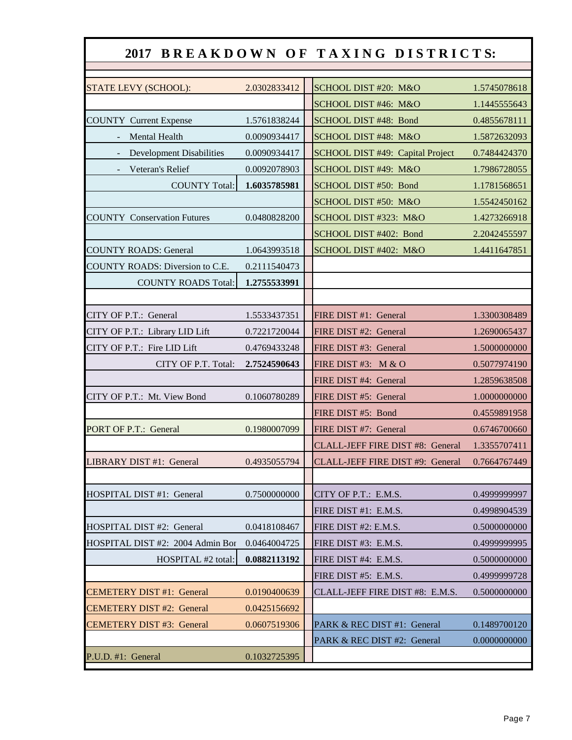## 2017 BREAKDOWN OF TAXING DISTRICTS:

| | | | | |
|---|---|---|---|---|
| STATE LEVY (SCHOOL): | 2.0302833412 | | SCHOOL DIST #20: M&O | 1.5745078618 |
| | | | SCHOOL DIST #46: M&O | 1.1445555643 |
| COUNTY Current Expense | 1.5761838244 | | SCHOOL DIST #48: Bond | 0.4855678111 |
| - Mental Health | 0.0090934417 | | SCHOOL DIST #48: M&O | 1.5872632093 |
| - Development Disabilities | 0.0090934417 | | SCHOOL DIST #49: Capital Project | 0.7484424370 |
| - Veteran's Relief | 0.0092078903 | | SCHOOL DIST #49: M&O | 1.7986728055 |
| COUNTY Total: | **1.6035785981** | | SCHOOL DIST #50: Bond | 1.1781568651 |
| | | | SCHOOL DIST #50: M&O | 1.5542450162 |
| COUNTY Conservation Futures | 0.0480828200 | | SCHOOL DIST #323: M&O | 1.4273266918 |
| | | | SCHOOL DIST #402: Bond | 2.2042455597 |
| COUNTY ROADS: General | 1.0643993518 | | SCHOOL DIST #402: M&O | 1.4411647851 |
| COUNTY ROADS: Diversion to C.E. | 0.2111540473 | | | |
| COUNTY ROADS Total: | **1.2755533991** | | | |
| | | | | |
| CITY OF P.T.: General | 1.5533437351 | | FIRE DIST #1: General | 1.3300308489 |
| CITY OF P.T.: Library LID Lift | 0.7221720044 | | FIRE DIST #2: General | 1.2690065437 |
| CITY OF P.T.: Fire LID Lift | 0.4769433248 | | FIRE DIST #3: General | 1.5000000000 |
| CITY OF P.T. Total: | **2.7524590643** | | FIRE DIST #3: M & O | 0.5077974190 |
| | | | FIRE DIST #4: General | 1.2859638508 |
| CITY OF P.T.: Mt. View Bond | 0.1060780289 | | FIRE DIST #5: General | 1.0000000000 |
| | | | FIRE DIST #5: Bond | 0.4559891958 |
| PORT OF P.T.: General | 0.1980007099 | | FIRE DIST #7: General | 0.6746700660 |
| | | | CLALL-JEFF FIRE DIST #8: General | 1.3355707411 |
| LIBRARY DIST #1: General | 0.4935055794 | | CLALL-JEFF FIRE DIST #9: General | 0.7664767449 |
| | | | | |
| HOSPITAL DIST #1: General | 0.7500000000 | | CITY OF P.T.: E.M.S. | 0.4999999997 |
| | | | FIRE DIST #1: E.M.S. | 0.4998904539 |
| HOSPITAL DIST #2: General | 0.0418108467 | | FIRE DIST #2: E.M.S. | 0.5000000000 |
| HOSPITAL DIST #2: 2004 Admin Bor | 0.0464004725 | | FIRE DIST #3: E.M.S. | 0.4999999995 |
| HOSPITAL #2 total: | **0.0882113192** | | FIRE DIST #4: E.M.S. | 0.5000000000 |
| | | | FIRE DIST #5: E.M.S. | 0.4999999728 |
| CEMETERY DIST #1: General | 0.0190400639 | | CLALL-JEFF FIRE DIST #8: E.M.S. | 0.5000000000 |
| CEMETERY DIST #2: General | 0.0425156692 | | | |
| CEMETERY DIST #3: General | 0.0607519306 | | PARK & REC DIST #1: General | 0.1489700120 |
| | | | PARK & REC DIST #2: General | 0.0000000000 |
| P.U.D. #1: General | 0.1032725395 | | | |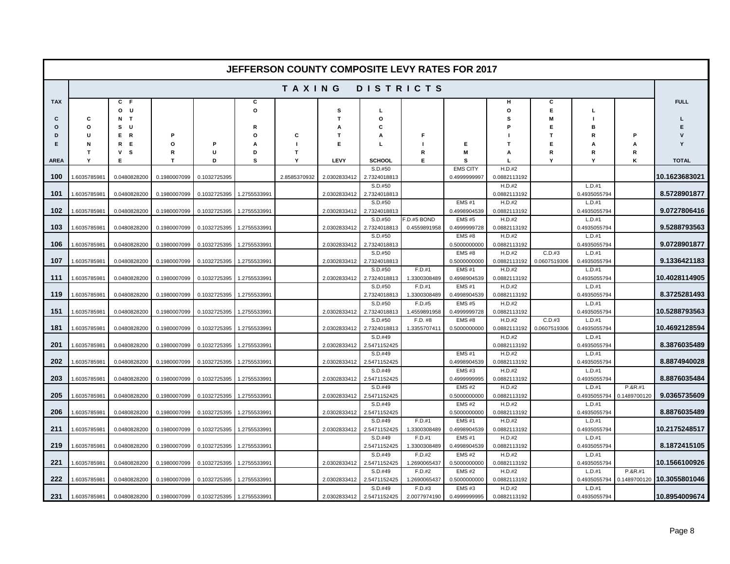# JEFFERSON COUNTY COMPOSITE LEVY RATES FOR 2017

| TAX CODE AREA | COUNTY | COUNTY FUNDS | PORT | PUD | COUNTY ROADS | CITY | STATE LEVY | LOCAL SCHOOL | FIRE | EMS | HOSPITAL | CEMETERY | LIBRARY | PARK | FULL LEVY TOTAL |
|---|---|---|---|---|---|---|---|---|---|---|---|---|---|---|---|
| **100** | 1.6035785981 | 0.0480828200 | 0.1980007099 | 0.1032725395 | | 2.8585370932 | 2.0302833412 | S.D.#50 2.7324018813 | | EMS CITY 0.4999999997 | H.D.#2 0.0882113192 | | | | **10.1623683021** |
| **101** | 1.6035785981 | 0.0480828200 | 0.1980007099 | 0.1032725395 | 1.2755533991 | | 2.0302833412 | S.D.#50 2.7324018813 | | | H.D.#2 0.0882113192 | | L.D.#1 0.4935055794 | | **8.5728901877** |
| **102** | 1.6035785981 | 0.0480828200 | 0.1980007099 | 0.1032725395 | 1.2755533991 | | 2.0302833412 | S.D.#50 2.7324018813 | | EMS #1 0.4998904539 | H.D.#2 0.0882113192 | | L.D.#1 0.4935055794 | | **9.0727806416** |
| **103** | 1.6035785981 | 0.0480828200 | 0.1980007099 | 0.1032725395 | 1.2755533991 | | 2.0302833412 | S.D.#50 2.7324018813 | F.D.#5 BOND 0.4559891958 | EMS #5 0.4999999728 | H.D.#2 0.0882113192 | | L.D.#1 0.4935055794 | | **9.5288793563** |
| **106** | 1.6035785981 | 0.0480828200 | 0.1980007099 | 0.1032725395 | 1.2755533991 | | 2.0302833412 | S.D.#50 2.7324018813 | | EMS #8 0.5000000000 | H.D.#2 0.0882113192 | | L.D.#1 0.4935055794 | | **9.0728901877** |
| **107** | 1.6035785981 | 0.0480828200 | 0.1980007099 | 0.1032725395 | 1.2755533991 | | 2.0302833412 | S.D.#50 2.7324018813 | | EMS #8 0.5000000000 | H.D.#2 0.0882113192 | C.D.#3 0.0607519306 | L.D.#1 0.4935055794 | | **9.1336421183** |
| **111** | 1.6035785981 | 0.0480828200 | 0.1980007099 | 0.1032725395 | 1.2755533991 | | 2.0302833412 | S.D.#50 2.7324018813 | F.D.#1 1.3300308489 | EMS #1 0.4998904539 | H.D.#2 0.0882113192 | | L.D.#1 0.4935055794 | | **10.4028114905** |
| **119** | 1.6035785981 | 0.0480828200 | 0.1980007099 | 0.1032725395 | 1.2755533991 | | | S.D.#50 2.7324018813 | F.D.#1 1.3300308489 | EMS #1 0.4998904539 | H.D.#2 0.0882113192 | | L.D.#1 0.4935055794 | | **8.3725281493** |
| **151** | 1.6035785981 | 0.0480828200 | 0.1980007099 | 0.1032725395 | 1.2755533991 | | 2.0302833412 | S.D.#50 2.7324018813 | F.D.#5 1.4559891958 | EMS #5 0.4999999728 | H.D.#2 0.0882113192 | | L.D.#1 0.4935055794 | | **10.5288793563** |
| **181** | 1.6035785981 | 0.0480828200 | 0.1980007099 | 0.1032725395 | 1.2755533991 | | 2.0302833412 | S.D.#50 2.7324018813 | F.D. #8 1.3355707411 | EMS #8 0.5000000000 | H.D.#2 0.0882113192 | C.D.#3 0.0607519306 | L.D.#1 0.4935055794 | | **10.4692128594** |
| **201** | 1.6035785981 | 0.0480828200 | 0.1980007099 | 0.1032725395 | 1.2755533991 | | 2.0302833412 | S.D.#49 2.5471152425 | | | H.D.#2 0.0882113192 | | L.D.#1 0.4935055794 | | **8.3876035489** |
| **202** | 1.6035785981 | 0.0480828200 | 0.1980007099 | 0.1032725395 | 1.2755533991 | | 2.0302833412 | S.D.#49 2.5471152425 | | EMS #1 0.4998904539 | H.D.#2 0.0882113192 | | L.D.#1 0.4935055794 | | **8.8874940028** |
| **203** | 1.6035785981 | 0.0480828200 | 0.1980007099 | 0.1032725395 | 1.2755533991 | | 2.0302833412 | S.D.#49 2.5471152425 | | EMS #3 0.4999999995 | H.D.#2 0.0882113192 | | L.D.#1 0.4935055794 | | **8.8876035484** |
| **205** | 1.6035785981 | 0.0480828200 | 0.1980007099 | 0.1032725395 | 1.2755533991 | | 2.0302833412 | S.D.#49 2.5471152425 | | EMS #2 0.5000000000 | H.D.#2 0.0882113192 | | L.D.#1 0.4935055794 | P.&R.#1 0.1489700120 | **9.0365735609** |
| **206** | 1.6035785981 | 0.0480828200 | 0.1980007099 | 0.1032725395 | 1.2755533991 | | 2.0302833412 | S.D.#49 2.5471152425 | | EMS #2 0.5000000000 | H.D.#2 0.0882113192 | | L.D.#1 0.4935055794 | | **8.8876035489** |
| **211** | 1.6035785981 | 0.0480828200 | 0.1980007099 | 0.1032725395 | 1.2755533991 | | 2.0302833412 | S.D.#49 2.5471152425 | F.D.#1 1.3300308489 | EMS #1 0.4998904539 | H.D.#2 0.0882113192 | | L.D.#1 0.4935055794 | | **10.2175248517** |
| **219** | 1.6035785981 | 0.0480828200 | 0.1980007099 | 0.1032725395 | 1.2755533991 | | | S.D.#49 2.5471152425 | F.D.#1 1.3300308489 | EMS #1 0.4998904539 | H.D.#2 0.0882113192 | | L.D.#1 0.4935055794 | | **8.1872415105** |
| **221** | 1.6035785981 | 0.0480828200 | 0.1980007099 | 0.1032725395 | 1.2755533991 | | 2.0302833412 | S.D.#49 2.5471152425 | F.D.#2 1.2690065437 | EMS #2 0.5000000000 | H.D.#2 0.0882113192 | | L.D.#1 0.4935055794 | | **10.1566100926** |
| **222** | 1.6035785981 | 0.0480828200 | 0.1980007099 | 0.1032725395 | 1.2755533991 | | 2.0302833412 | S.D.#49 2.5471152425 | F.D.#2 1.2690065437 | EMS #2 0.5000000000 | H.D.#2 0.0882113192 | | L.D.#1 0.4935055794 | P.&R.#1 0.1489700120 | **10.3055801046** |
| **231** | 1.6035785981 | 0.0480828200 | 0.1980007099 | 0.1032725395 | 1.2755533991 | | 2.0302833412 | S.D.#49 2.5471152425 | F.D.#3 2.0077974190 | EMS #3 0.4999999995 | H.D.#2 0.0882113192 | | L.D.#1 0.4935055794 | | **10.8954009674** |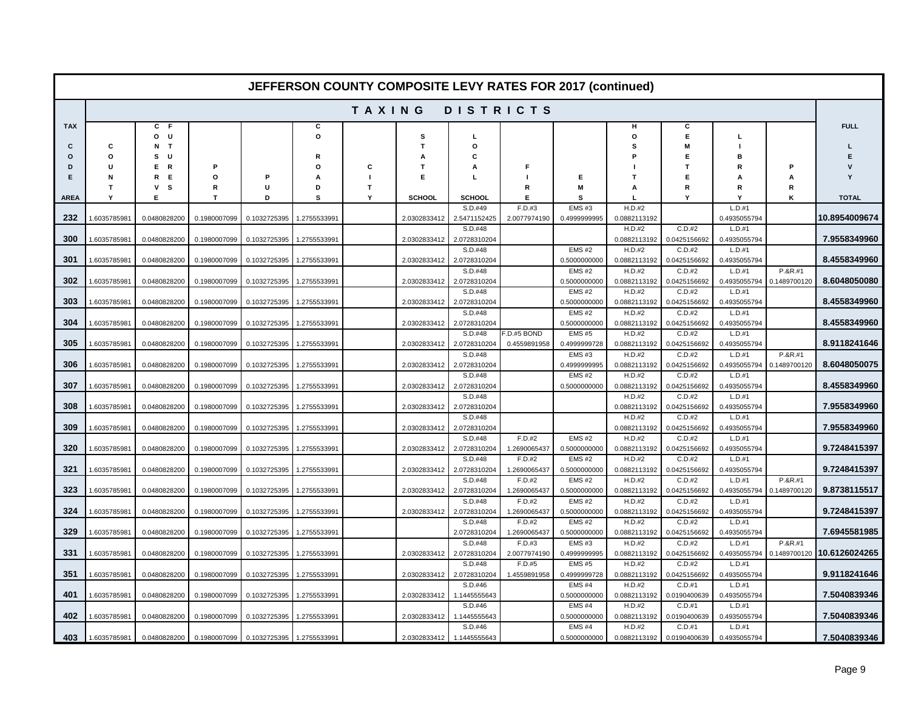# JEFFERSON COUNTY COMPOSITE LEVY RATES FOR 2017 (continued)

| TAX CODE AREA | TAXING DISTRICTS | | | | | | | | | | | | | | FULL LEVY TOTAL |
|---|---|---|---|---|---|---|---|---|---|---|---|---|---|---|---|
| | COUNTY | CONSERV FUTURES | PORT | PUD | COROADS | CITY | STATE SCHOOL | LOCAL SCHOOL | FIRE | EMS | HOSPITAL | CEMETERY | LIBRARY | PARK | |
| 232 | 1.6035785981 | 0.0480828200 | 0.1980007099 | 0.1032725395 | 1.2755533991 | | 2.0302833412 | S.D.#49 2.5471152425 | F.D.#3 2.0077974190 | EMS #3 0.4999999995 | H.D.#2 0.0882113192 | | L.D.#1 0.4935055794 | | 10.8954009674 |
| 300 | 1.6035785981 | 0.0480828200 | 0.1980007099 | 0.1032725395 | 1.2755533991 | | 2.0302833412 | S.D.#48 2.0728310204 | | | H.D.#2 0.0882113192 | C.D.#2 0.0425156692 | L.D.#1 0.4935055794 | | 7.9558349960 |
| 301 | 1.6035785981 | 0.0480828200 | 0.1980007099 | 0.1032725395 | 1.2755533991 | | 2.0302833412 | S.D.#48 2.0728310204 | | EMS #2 0.5000000000 | H.D.#2 0.0882113192 | C.D.#2 0.0425156692 | L.D.#1 0.4935055794 | | 8.4558349960 |
| 302 | 1.6035785981 | 0.0480828200 | 0.1980007099 | 0.1032725395 | 1.2755533991 | | 2.0302833412 | S.D.#48 2.0728310204 | | EMS #2 0.5000000000 | H.D.#2 0.0882113192 | C.D.#2 0.0425156692 | L.D.#1 0.4935055794 | P.&R.#1 0.1489700120 | 8.6048050080 |
| 303 | 1.6035785981 | 0.0480828200 | 0.1980007099 | 0.1032725395 | 1.2755533991 | | 2.0302833412 | S.D.#48 2.0728310204 | | EMS #2 0.5000000000 | H.D.#2 0.0882113192 | C.D.#2 0.0425156692 | L.D.#1 0.4935055794 | | 8.4558349960 |
| 304 | 1.6035785981 | 0.0480828200 | 0.1980007099 | 0.1032725395 | 1.2755533991 | | 2.0302833412 | S.D.#48 2.0728310204 | | EMS #2 0.5000000000 | H.D.#2 0.0882113192 | C.D.#2 0.0425156692 | L.D.#1 0.4935055794 | | 8.4558349960 |
| 305 | 1.6035785981 | 0.0480828200 | 0.1980007099 | 0.1032725395 | 1.2755533991 | | 2.0302833412 | S.D.#48 2.0728310204 | F.D.#5 BOND 0.4559891958 | EMS #5 0.4999999728 | H.D.#2 0.0882113192 | C.D.#2 0.0425156692 | L.D.#1 0.4935055794 | | 8.9118241646 |
| 306 | 1.6035785981 | 0.0480828200 | 0.1980007099 | 0.1032725395 | 1.2755533991 | | 2.0302833412 | S.D.#48 2.0728310204 | | EMS #3 0.4999999995 | H.D.#2 0.0882113192 | C.D.#2 0.0425156692 | L.D.#1 0.4935055794 | P.&R.#1 0.1489700120 | 8.6048050075 |
| 307 | 1.6035785981 | 0.0480828200 | 0.1980007099 | 0.1032725395 | 1.2755533991 | | 2.0302833412 | S.D.#48 2.0728310204 | | EMS #2 0.5000000000 | H.D.#2 0.0882113192 | C.D.#2 0.0425156692 | L.D.#1 0.4935055794 | | 8.4558349960 |
| 308 | 1.6035785981 | 0.0480828200 | 0.1980007099 | 0.1032725395 | 1.2755533991 | | 2.0302833412 | S.D.#48 2.0728310204 | | | H.D.#2 0.0882113192 | C.D.#2 0.0425156692 | L.D.#1 0.4935055794 | | 7.9558349960 |
| 309 | 1.6035785981 | 0.0480828200 | 0.1980007099 | 0.1032725395 | 1.2755533991 | | 2.0302833412 | S.D.#48 2.0728310204 | | | H.D.#2 0.0882113192 | C.D.#2 0.0425156692 | L.D.#1 0.4935055794 | | 7.9558349960 |
| 320 | 1.6035785981 | 0.0480828200 | 0.1980007099 | 0.1032725395 | 1.2755533991 | | 2.0302833412 | S.D.#48 2.0728310204 | F.D.#2 1.2690065437 | EMS #2 0.5000000000 | H.D.#2 0.0882113192 | C.D.#2 0.0425156692 | L.D.#1 0.4935055794 | | 9.7248415397 |
| 321 | 1.6035785981 | 0.0480828200 | 0.1980007099 | 0.1032725395 | 1.2755533991 | | 2.0302833412 | S.D.#48 2.0728310204 | F.D.#2 1.2690065437 | EMS #2 0.5000000000 | H.D.#2 0.0882113192 | C.D.#2 0.0425156692 | L.D.#1 0.4935055794 | | 9.7248415397 |
| 323 | 1.6035785981 | 0.0480828200 | 0.1980007099 | 0.1032725395 | 1.2755533991 | | 2.0302833412 | S.D.#48 2.0728310204 | F.D.#2 1.2690065437 | EMS #2 0.5000000000 | H.D.#2 0.0882113192 | C.D.#2 0.0425156692 | L.D.#1 0.4935055794 | P.&R.#1 0.1489700120 | 9.8738115517 |
| 324 | 1.6035785981 | 0.0480828200 | 0.1980007099 | 0.1032725395 | 1.2755533991 | | 2.0302833412 | S.D.#48 2.0728310204 | F.D.#2 1.2690065437 | EMS #2 0.5000000000 | H.D.#2 0.0882113192 | C.D.#2 0.0425156692 | L.D.#1 0.4935055794 | | 9.7248415397 |
| 329 | 1.6035785981 | 0.0480828200 | 0.1980007099 | 0.1032725395 | 1.2755533991 | | | S.D.#48 2.0728310204 | F.D.#2 1.2690065437 | EMS #2 0.5000000000 | H.D.#2 0.0882113192 | C.D.#2 0.0425156692 | L.D.#1 0.4935055794 | | 7.6945581985 |
| 331 | 1.6035785981 | 0.0480828200 | 0.1980007099 | 0.1032725395 | 1.2755533991 | | 2.0302833412 | S.D.#48 2.0728310204 | F.D.#3 2.0077974190 | EMS #3 0.4999999995 | H.D.#2 0.0882113192 | C.D.#2 0.0425156692 | L.D.#1 0.4935055794 | P.&R.#1 0.1489700120 | 10.6126024265 |
| 351 | 1.6035785981 | 0.0480828200 | 0.1980007099 | 0.1032725395 | 1.2755533991 | | 2.0302833412 | S.D.#48 2.0728310204 | F.D.#5 1.4559891958 | EMS #5 0.4999999728 | H.D.#2 0.0882113192 | C.D.#2 0.0425156692 | L.D.#1 0.4935055794 | | 9.9118241646 |
| 401 | 1.6035785981 | 0.0480828200 | 0.1980007099 | 0.1032725395 | 1.2755533991 | | 2.0302833412 | S.D.#46 1.1445555643 | | EMS #4 0.5000000000 | H.D.#2 0.0882113192 | C.D.#1 0.0190400639 | L.D.#1 0.4935055794 | | 7.5040839346 |
| 402 | 1.6035785981 | 0.0480828200 | 0.1980007099 | 0.1032725395 | 1.2755533991 | | 2.0302833412 | S.D.#46 1.1445555643 | | EMS #4 0.5000000000 | H.D.#2 0.0882113192 | C.D.#1 0.0190400639 | L.D.#1 0.4935055794 | | 7.5040839346 |
| 403 | 1.6035785981 | 0.0480828200 | 0.1980007099 | 0.1032725395 | 1.2755533991 | | 2.0302833412 | S.D.#46 1.1445555643 | | EMS #4 0.5000000000 | H.D.#2 0.0882113192 | C.D.#1 0.0190400639 | L.D.#1 0.4935055794 | | 7.5040839346 |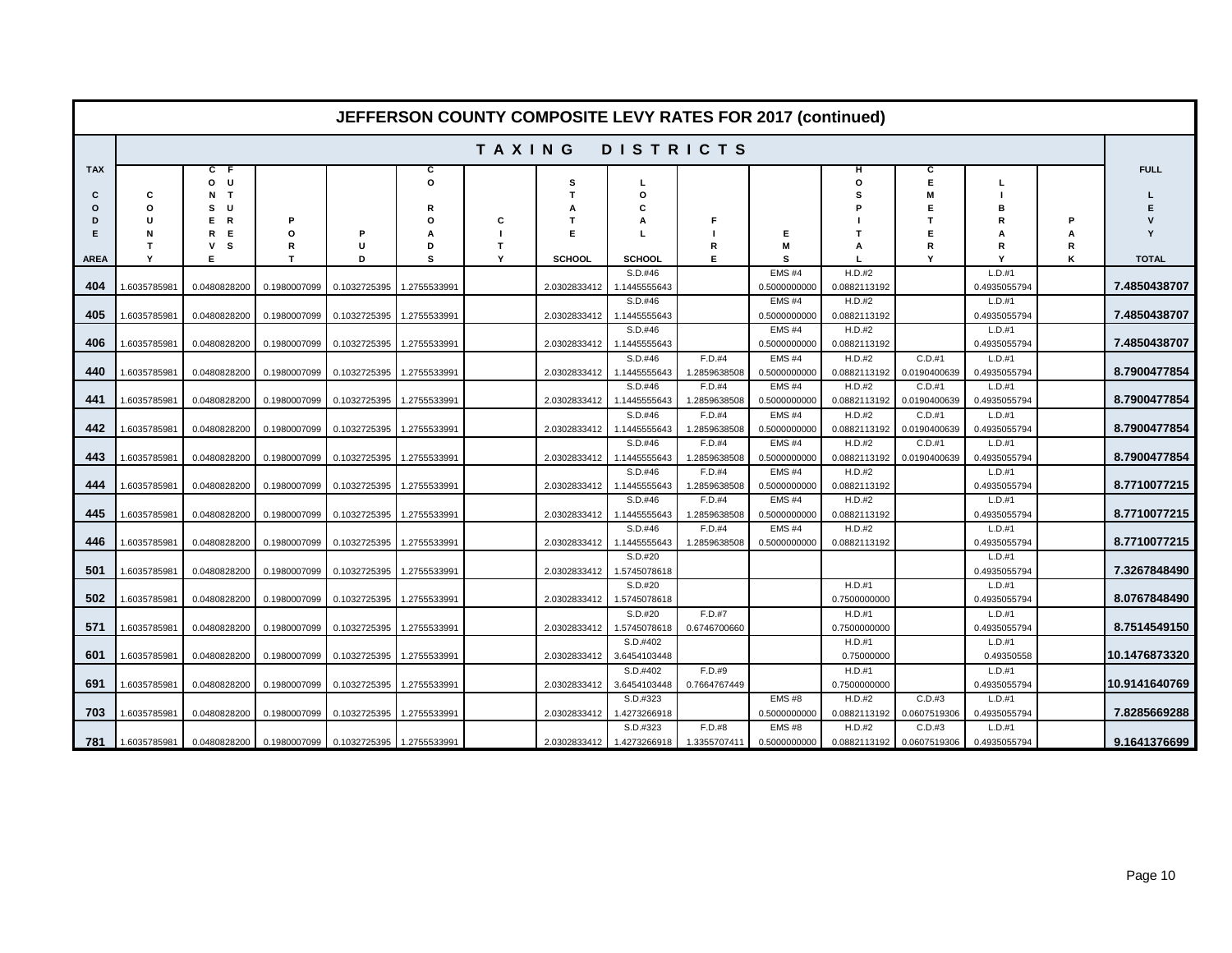# JEFFERSON COUNTY COMPOSITE LEVY RATES FOR 2017 (continued)

| TAX CODE AREA | COUNTY | CONSERVE FUTURES | PORT | PUD | CO ROADS | CITY | STATE SCHOOL | LOCAL SCHOOL | FIRE | EMS | HOSPITAL | CEMETERY | LIBRARY | PARK | FULL LEVY TOTAL |
|---|---|---|---|---|---|---|---|---|---|---|---|---|---|---|---|
| 404 | 1.6035785981 | 0.0480828200 | 0.1980007099 | 0.1032725395 | 1.2755533991 | | 2.0302833412 | S.D.#46 1.1445555643 | | EMS #4 0.5000000000 | H.D.#2 0.0882113192 | | L.D.#1 0.4935055794 | | 7.4850438707 |
| 405 | 1.6035785981 | 0.0480828200 | 0.1980007099 | 0.1032725395 | 1.2755533991 | | 2.0302833412 | S.D.#46 1.1445555643 | | EMS #4 0.5000000000 | H.D.#2 0.0882113192 | | L.D.#1 0.4935055794 | | 7.4850438707 |
| 406 | 1.6035785981 | 0.0480828200 | 0.1980007099 | 0.1032725395 | 1.2755533991 | | 2.0302833412 | S.D.#46 1.1445555643 | | EMS #4 0.5000000000 | H.D.#2 0.0882113192 | | L.D.#1 0.4935055794 | | 7.4850438707 |
| 440 | 1.6035785981 | 0.0480828200 | 0.1980007099 | 0.1032725395 | 1.2755533991 | | 2.0302833412 | S.D.#46 1.1445555643 | F.D.#4 1.2859638508 | EMS #4 0.5000000000 | H.D.#2 0.0882113192 | C.D.#1 0.0190400639 | L.D.#1 0.4935055794 | | 8.7900477854 |
| 441 | 1.6035785981 | 0.0480828200 | 0.1980007099 | 0.1032725395 | 1.2755533991 | | 2.0302833412 | S.D.#46 1.1445555643 | F.D.#4 1.2859638508 | EMS #4 0.5000000000 | H.D.#2 0.0882113192 | C.D.#1 0.0190400639 | L.D.#1 0.4935055794 | | 8.7900477854 |
| 442 | 1.6035785981 | 0.0480828200 | 0.1980007099 | 0.1032725395 | 1.2755533991 | | 2.0302833412 | S.D.#46 1.1445555643 | F.D.#4 1.2859638508 | EMS #4 0.5000000000 | H.D.#2 0.0882113192 | C.D.#1 0.0190400639 | L.D.#1 0.4935055794 | | 8.7900477854 |
| 443 | 1.6035785981 | 0.0480828200 | 0.1980007099 | 0.1032725395 | 1.2755533991 | | 2.0302833412 | S.D.#46 1.1445555643 | F.D.#4 1.2859638508 | EMS #4 0.5000000000 | H.D.#2 0.0882113192 | C.D.#1 0.0190400639 | L.D.#1 0.4935055794 | | 8.7900477854 |
| 444 | 1.6035785981 | 0.0480828200 | 0.1980007099 | 0.1032725395 | 1.2755533991 | | 2.0302833412 | S.D.#46 1.1445555643 | F.D.#4 1.2859638508 | EMS #4 0.5000000000 | H.D.#2 0.0882113192 | | L.D.#1 0.4935055794 | | 8.7710077215 |
| 445 | 1.6035785981 | 0.0480828200 | 0.1980007099 | 0.1032725395 | 1.2755533991 | | 2.0302833412 | S.D.#46 1.1445555643 | F.D.#4 1.2859638508 | EMS #4 0.5000000000 | H.D.#2 0.0882113192 | | L.D.#1 0.4935055794 | | 8.7710077215 |
| 446 | 1.6035785981 | 0.0480828200 | 0.1980007099 | 0.1032725395 | 1.2755533991 | | 2.0302833412 | S.D.#46 1.1445555643 | F.D.#4 1.2859638508 | EMS #4 0.5000000000 | H.D.#2 0.0882113192 | | L.D.#1 0.4935055794 | | 8.7710077215 |
| 501 | 1.6035785981 | 0.0480828200 | 0.1980007099 | 0.1032725395 | 1.2755533991 | | 2.0302833412 | S.D.#20 1.5745078618 | | | | | L.D.#1 0.4935055794 | | 7.3267848490 |
| 502 | 1.6035785981 | 0.0480828200 | 0.1980007099 | 0.1032725395 | 1.2755533991 | | 2.0302833412 | S.D.#20 1.5745078618 | | | H.D.#1 0.7500000000 | | L.D.#1 0.4935055794 | | 8.0767848490 |
| 571 | 1.6035785981 | 0.0480828200 | 0.1980007099 | 0.1032725395 | 1.2755533991 | | 2.0302833412 | S.D.#20 1.5745078618 | F.D.#7 0.6746700660 | | H.D.#1 0.7500000000 | | L.D.#1 0.4935055794 | | 8.7514549150 |
| 601 | 1.6035785981 | 0.0480828200 | 0.1980007099 | 0.1032725395 | 1.2755533991 | | 2.0302833412 | S.D.#402 3.6454103448 | | | H.D.#1 0.75000000 | | L.D.#1 0.49350558 | | 10.1476873320 |
| 691 | 1.6035785981 | 0.0480828200 | 0.1980007099 | 0.1032725395 | 1.2755533991 | | 2.0302833412 | S.D.#402 3.6454103448 | F.D.#9 0.7664767449 | | H.D.#1 0.7500000000 | | L.D.#1 0.4935055794 | | 10.9141640769 |
| 703 | 1.6035785981 | 0.0480828200 | 0.1980007099 | 0.1032725395 | 1.2755533991 | | 2.0302833412 | S.D.#323 1.4273266918 | | EMS #8 0.5000000000 | H.D.#2 0.0882113192 | C.D.#3 0.0607519306 | L.D.#1 0.4935055794 | | 7.8285669288 |
| 781 | 1.6035785981 | 0.0480828200 | 0.1980007099 | 0.1032725395 | 1.2755533991 | | 2.0302833412 | S.D.#323 1.4273266918 | F.D.#8 1.3355707411 | EMS #8 0.5000000000 | H.D.#2 0.0882113192 | C.D.#3 0.0607519306 | L.D.#1 0.4935055794 | | 9.1641376699 |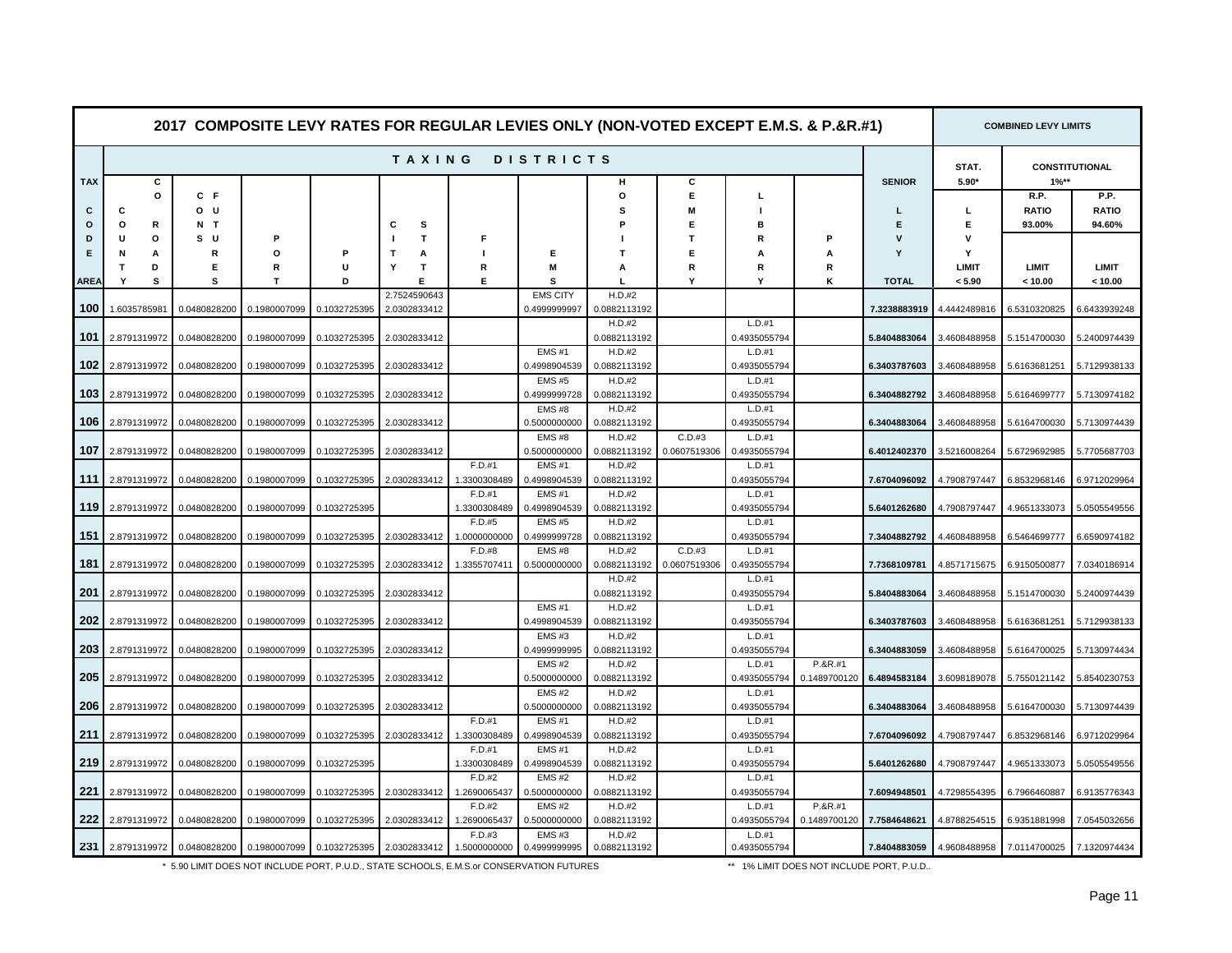## 2017 COMPOSITE LEVY RATES FOR REGULAR LEVIES ONLY (NON-VOTED EXCEPT E.M.S. & P.&R.#1)

| TAX CODE AREA | COUNTY | COUNTY ROADS | COURTHOUSE | PORT | PUD | CITY STATE | FIRE | EMS | HOSPITAL | CEMETERY | LIBRARY | PARK | SENIOR LEVY TOTAL | STAT. 5.90* LEVY LIMIT < 5.90 | CONSTITUTIONAL 1%** R.P. RATIO 93.00% LIMIT < 10.00 | CONSTITUTIONAL 1%** P.P. RATIO 94.60% LIMIT < 10.00 |
|---|---|---|---|---|---|---|---|---|---|---|---|---|---|---|---|---|
| 100 | 1.6035785981 | 0.0480828200 | 0.1980007099 | 0.1032725395 | 2.7524590643<br>2.0302833412 | | EMS CITY<br>0.4999999997 | H.D.#2<br>0.0882113192 | | | | 7.3238883919 | 4.4442489816 | 6.5310320825 | 6.6433939248 |
| 101 | 2.8791319972 | 0.0480828200 | 0.1980007099 | 0.1032725395 | 2.0302833412 | | | H.D.#2<br>0.0882113192 | | L.D.#1<br>0.4935055794 | | 5.8404883064 | 3.4608488958 | 5.1514700030 | 5.2400974439 |
| 102 | 2.8791319972 | 0.0480828200 | 0.1980007099 | 0.1032725395 | 2.0302833412 | | EMS #1<br>0.4998904539 | H.D.#2<br>0.0882113192 | | L.D.#1<br>0.4935055794 | | 6.3403787603 | 3.4608488958 | 5.6163681251 | 5.7129938133 |
| 103 | 2.8791319972 | 0.0480828200 | 0.1980007099 | 0.1032725395 | 2.0302833412 | | EMS #5<br>0.4999999728 | H.D.#2<br>0.0882113192 | | L.D.#1<br>0.4935055794 | | 6.3404882792 | 3.4608488958 | 5.6164699777 | 5.7130974182 |
| 106 | 2.8791319972 | 0.0480828200 | 0.1980007099 | 0.1032725395 | 2.0302833412 | | EMS #8<br>0.5000000000 | H.D.#2<br>0.0882113192 | | L.D.#1<br>0.4935055794 | | 6.3404883064 | 3.4608488958 | 5.6164700030 | 5.7130974439 |
| 107 | 2.8791319972 | 0.0480828200 | 0.1980007099 | 0.1032725395 | 2.0302833412 | | EMS #8<br>0.5000000000 | H.D.#2<br>0.0882113192 | C.D.#3<br>0.0607519306 | L.D.#1<br>0.4935055794 | | 6.4012402370 | 3.5216008264 | 5.6729692985 | 5.7705687703 |
| 111 | 2.8791319972 | 0.0480828200 | 0.1980007099 | 0.1032725395 | 2.0302833412 | F.D.#1<br>1.3300308489 | EMS #1<br>0.4998904539 | H.D.#2<br>0.0882113192 | | L.D.#1<br>0.4935055794 | | 7.6704096092 | 4.7908797447 | 6.8532968146 | 6.9712029964 |
| 119 | 2.8791319972 | 0.0480828200 | 0.1980007099 | 0.1032725395 | | F.D.#1<br>1.3300308489 | EMS #1<br>0.4998904539 | H.D.#2<br>0.0882113192 | | L.D.#1<br>0.4935055794 | | 5.6401262680 | 4.7908797447 | 4.9651333073 | 5.0505549556 |
| 151 | 2.8791319972 | 0.0480828200 | 0.1980007099 | 0.1032725395 | 2.0302833412 | F.D.#5<br>1.0000000000 | EMS #5<br>0.4999999728 | H.D.#2<br>0.0882113192 | | L.D.#1<br>0.4935055794 | | 7.3404882792 | 4.4608488958 | 6.5464699777 | 6.6590974182 |
| 181 | 2.8791319972 | 0.0480828200 | 0.1980007099 | 0.1032725395 | 2.0302833412 | F.D.#8<br>1.3355707411 | EMS #8<br>0.5000000000 | H.D.#2<br>0.0882113192 | C.D.#3<br>0.0607519306 | L.D.#1<br>0.4935055794 | | 7.7368109781 | 4.8571715675 | 6.9150500877 | 7.0340186914 |
| 201 | 2.8791319972 | 0.0480828200 | 0.1980007099 | 0.1032725395 | 2.0302833412 | | | H.D.#2<br>0.0882113192 | | L.D.#1<br>0.4935055794 | | 5.8404883064 | 3.4608488958 | 5.1514700030 | 5.2400974439 |
| 202 | 2.8791319972 | 0.0480828200 | 0.1980007099 | 0.1032725395 | 2.0302833412 | | EMS #1<br>0.4998904539 | H.D.#2<br>0.0882113192 | | L.D.#1<br>0.4935055794 | | 6.3403787603 | 3.4608488958 | 5.6163681251 | 5.7129938133 |
| 203 | 2.8791319972 | 0.0480828200 | 0.1980007099 | 0.1032725395 | 2.0302833412 | | EMS #3<br>0.4999999995 | H.D.#2<br>0.0882113192 | | L.D.#1<br>0.4935055794 | | 6.3404883059 | 3.4608488958 | 5.6164700025 | 5.7130974434 |
| 205 | 2.8791319972 | 0.0480828200 | 0.1980007099 | 0.1032725395 | 2.0302833412 | | EMS #2<br>0.5000000000 | H.D.#2<br>0.0882113192 | | L.D.#1<br>0.4935055794 | P.&R.#1<br>0.1489700120 | 6.4894583184 | 3.6098189078 | 5.7550121142 | 5.8540230753 |
| 206 | 2.8791319972 | 0.0480828200 | 0.1980007099 | 0.1032725395 | 2.0302833412 | | EMS #2<br>0.5000000000 | H.D.#2<br>0.0882113192 | | L.D.#1<br>0.4935055794 | | 6.3404883064 | 3.4608488958 | 5.6164700030 | 5.7130974439 |
| 211 | 2.8791319972 | 0.0480828200 | 0.1980007099 | 0.1032725395 | 2.0302833412 | F.D.#1<br>1.3300308489 | EMS #1<br>0.4998904539 | H.D.#2<br>0.0882113192 | | L.D.#1<br>0.4935055794 | | 7.6704096092 | 4.7908797447 | 6.8532968146 | 6.9712029964 |
| 219 | 2.8791319972 | 0.0480828200 | 0.1980007099 | 0.1032725395 | | F.D.#1<br>1.3300308489 | EMS #1<br>0.4998904539 | H.D.#2<br>0.0882113192 | | L.D.#1<br>0.4935055794 | | 5.6401262680 | 4.7908797447 | 4.9651333073 | 5.0505549556 |
| 221 | 2.8791319972 | 0.0480828200 | 0.1980007099 | 0.1032725395 | 2.0302833412 | F.D.#2<br>1.2690065437 | EMS #2<br>0.5000000000 | H.D.#2<br>0.0882113192 | | L.D.#1<br>0.4935055794 | | 7.6094948501 | 4.7298554395 | 6.7966460887 | 6.9135776343 |
| 222 | 2.8791319972 | 0.0480828200 | 0.1980007099 | 0.1032725395 | 2.0302833412 | F.D.#2<br>1.2690065437 | EMS #2<br>0.5000000000 | H.D.#2<br>0.0882113192 | | L.D.#1<br>0.4935055794 | P.&R.#1<br>0.1489700120 | 7.7584648621 | 4.8788254515 | 6.9351881998 | 7.0545032656 |
| 231 | 2.8791319972 | 0.0480828200 | 0.1980007099 | 0.1032725395 | 2.0302833412 | F.D.#3<br>1.5000000000 | EMS #3<br>0.4999999995 | H.D.#2<br>0.0882113192 | | L.D.#1<br>0.4935055794 | | 7.8404883059 | 4.9608488958 | 7.0114700025 | 7.1320974434 |

\* 5.90 LIMIT DOES NOT INCLUDE PORT, P.U.D., STATE SCHOOLS, E.M.S.or CONSERVATION FUTURES

\*\* 1% LIMIT DOES NOT INCLUDE PORT, P.U.D..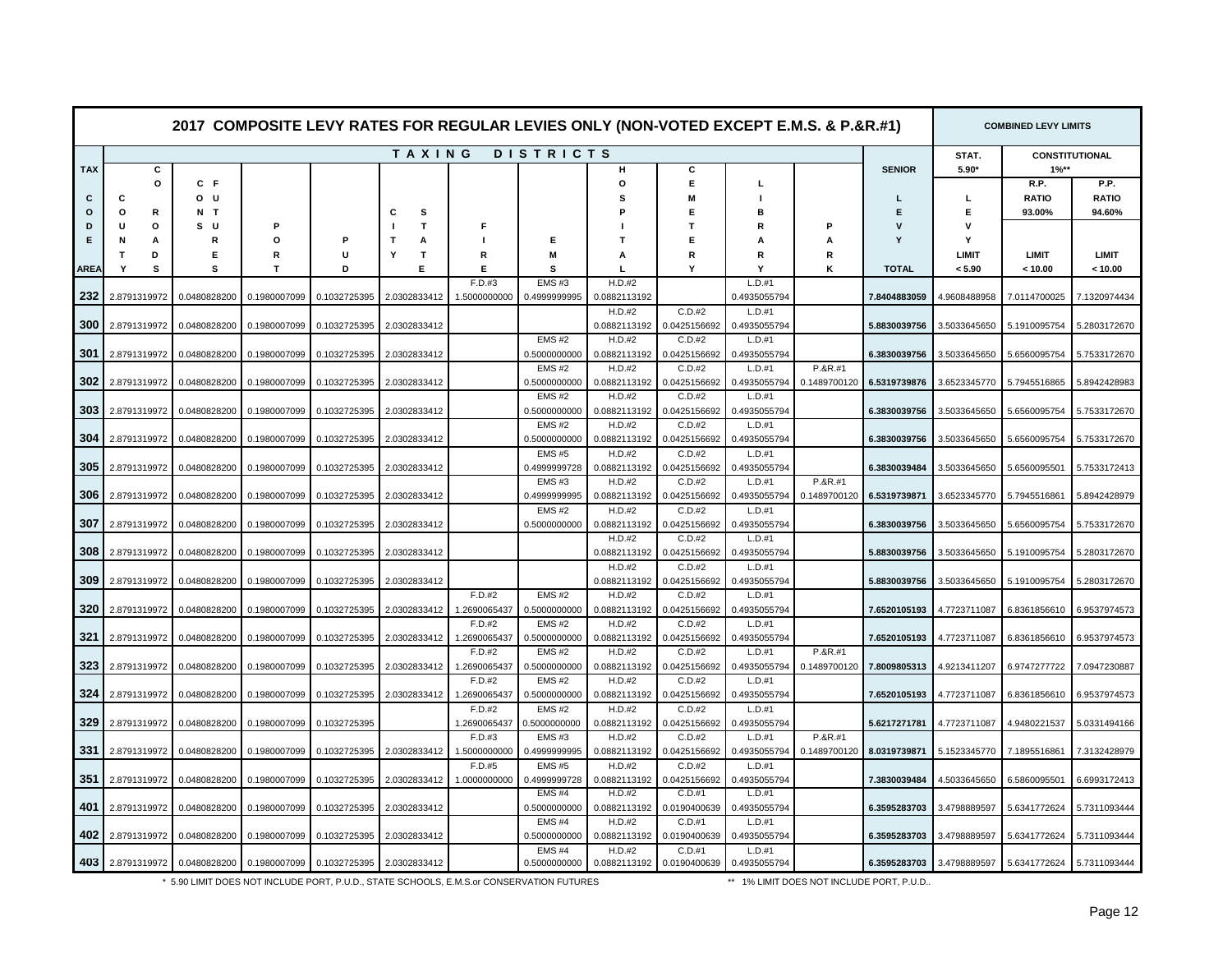## 2017 COMPOSITE LEVY RATES FOR REGULAR LEVIES ONLY (NON-VOTED EXCEPT E.M.S. & P.&R.#1)

| TAX CODE AREA | COUNTY CURRENT ROADS | CONSERVATION FUTURES | PORT | PUD | CITY STATE | FIRE | EMS | HOSPITAL | CEMETERY | LIBRARY | PARK | SENIOR LEVY TOTAL | STAT. 5.90* LEVY LIMIT < 5.90 | CONSTITUTIONAL 1%** R.P. RATIO 93.00% LIMIT < 10.00 | CONSTITUTIONAL 1%** P.P. RATIO 94.60% LIMIT < 10.00 |
|---|---|---|---|---|---|---|---|---|---|---|---|---|---|---|---|
| 232 | 2.8791319972 | 0.0480828200 | 0.1980007099 | 0.1032725395 | 2.0302833412 | F.D.#3 1.5000000000 | EMS #3 0.4999999995 | H.D.#2 0.0882113192 | | L.D.#1 0.4935055794 | | 7.8404883059 | 4.9608488958 | 7.0114700025 | 7.1320974434 |
| 300 | 2.8791319972 | 0.0480828200 | 0.1980007099 | 0.1032725395 | 2.0302833412 | | | H.D.#2 0.0882113192 | C.D.#2 0.0425156692 | L.D.#1 0.4935055794 | | 5.8830039756 | 3.5033645650 | 5.1910095754 | 5.2803172670 |
| 301 | 2.8791319972 | 0.0480828200 | 0.1980007099 | 0.1032725395 | 2.0302833412 | | EMS #2 0.5000000000 | H.D.#2 0.0882113192 | C.D.#2 0.0425156692 | L.D.#1 0.4935055794 | | 6.3830039756 | 3.5033645650 | 5.6560095754 | 5.7533172670 |
| 302 | 2.8791319972 | 0.0480828200 | 0.1980007099 | 0.1032725395 | 2.0302833412 | | EMS #2 0.5000000000 | H.D.#2 0.0882113192 | C.D.#2 0.0425156692 | L.D.#1 0.4935055794 | P.&R.#1 0.1489700120 | 6.5319739876 | 3.6523345770 | 5.7945516865 | 5.8942428983 |
| 303 | 2.8791319972 | 0.0480828200 | 0.1980007099 | 0.1032725395 | 2.0302833412 | | EMS #2 0.5000000000 | H.D.#2 0.0882113192 | C.D.#2 0.0425156692 | L.D.#1 0.4935055794 | | 6.3830039756 | 3.5033645650 | 5.6560095754 | 5.7533172670 |
| 304 | 2.8791319972 | 0.0480828200 | 0.1980007099 | 0.1032725395 | 2.0302833412 | | EMS #2 0.5000000000 | H.D.#2 0.0882113192 | C.D.#2 0.0425156692 | L.D.#1 0.4935055794 | | 6.3830039756 | 3.5033645650 | 5.6560095754 | 5.7533172670 |
| 305 | 2.8791319972 | 0.0480828200 | 0.1980007099 | 0.1032725395 | 2.0302833412 | | EMS #5 0.4999999728 | H.D.#2 0.0882113192 | C.D.#2 0.0425156692 | L.D.#1 0.4935055794 | | 6.3830039484 | 3.5033645650 | 5.6560095501 | 5.7533172413 |
| 306 | 2.8791319972 | 0.0480828200 | 0.1980007099 | 0.1032725395 | 2.0302833412 | | EMS #3 0.4999999995 | H.D.#2 0.0882113192 | C.D.#2 0.0425156692 | L.D.#1 0.4935055794 | P.&R.#1 0.1489700120 | 6.5319739871 | 3.6523345770 | 5.7945516861 | 5.8942428979 |
| 307 | 2.8791319972 | 0.0480828200 | 0.1980007099 | 0.1032725395 | 2.0302833412 | | EMS #2 0.5000000000 | H.D.#2 0.0882113192 | C.D.#2 0.0425156692 | L.D.#1 0.4935055794 | | 6.3830039756 | 3.5033645650 | 5.6560095754 | 5.7533172670 |
| 308 | 2.8791319972 | 0.0480828200 | 0.1980007099 | 0.1032725395 | 2.0302833412 | | | H.D.#2 0.0882113192 | C.D.#2 0.0425156692 | L.D.#1 0.4935055794 | | 5.8830039756 | 3.5033645650 | 5.1910095754 | 5.2803172670 |
| 309 | 2.8791319972 | 0.0480828200 | 0.1980007099 | 0.1032725395 | 2.0302833412 | | | H.D.#2 0.0882113192 | C.D.#2 0.0425156692 | L.D.#1 0.4935055794 | | 5.8830039756 | 3.5033645650 | 5.1910095754 | 5.2803172670 |
| 320 | 2.8791319972 | 0.0480828200 | 0.1980007099 | 0.1032725395 | 2.0302833412 | F.D.#2 1.2690065437 | EMS #2 0.5000000000 | H.D.#2 0.0882113192 | C.D.#2 0.0425156692 | L.D.#1 0.4935055794 | | 7.6520105193 | 4.7723711087 | 6.8361856610 | 6.9537974573 |
| 321 | 2.8791319972 | 0.0480828200 | 0.1980007099 | 0.1032725395 | 2.0302833412 | F.D.#2 1.2690065437 | EMS #2 0.5000000000 | H.D.#2 0.0882113192 | C.D.#2 0.0425156692 | L.D.#1 0.4935055794 | | 7.6520105193 | 4.7723711087 | 6.8361856610 | 6.9537974573 |
| 323 | 2.8791319972 | 0.0480828200 | 0.1980007099 | 0.1032725395 | 2.0302833412 | F.D.#2 1.2690065437 | EMS #2 0.5000000000 | H.D.#2 0.0882113192 | C.D.#2 0.0425156692 | L.D.#1 0.4935055794 | P.&R.#1 0.1489700120 | 7.8009805313 | 4.9213411207 | 6.9747277722 | 7.0947230887 |
| 324 | 2.8791319972 | 0.0480828200 | 0.1980007099 | 0.1032725395 | 2.0302833412 | F.D.#2 1.2690065437 | EMS #2 0.5000000000 | H.D.#2 0.0882113192 | C.D.#2 0.0425156692 | L.D.#1 0.4935055794 | | 7.6520105193 | 4.7723711087 | 6.8361856610 | 6.9537974573 |
| 329 | 2.8791319972 | 0.0480828200 | 0.1980007099 | 0.1032725395 | | F.D.#2 1.2690065437 | EMS #2 0.5000000000 | H.D.#2 0.0882113192 | C.D.#2 0.0425156692 | L.D.#1 0.4935055794 | | 5.6217271781 | 4.7723711087 | 4.9480221537 | 5.0331494166 |
| 331 | 2.8791319972 | 0.0480828200 | 0.1980007099 | 0.1032725395 | 2.0302833412 | F.D.#3 1.5000000000 | EMS #3 0.4999999995 | H.D.#2 0.0882113192 | C.D.#2 0.0425156692 | L.D.#1 0.4935055794 | P.&R.#1 0.1489700120 | 8.0319739871 | 5.1523345770 | 7.1895516861 | 7.3132428979 |
| 351 | 2.8791319972 | 0.0480828200 | 0.1980007099 | 0.1032725395 | 2.0302833412 | F.D.#5 1.0000000000 | EMS #5 0.4999999728 | H.D.#2 0.0882113192 | C.D.#2 0.0425156692 | L.D.#1 0.4935055794 | | 7.3830039484 | 4.5033645650 | 6.5860095501 | 6.6993172413 |
| 401 | 2.8791319972 | 0.0480828200 | 0.1980007099 | 0.1032725395 | 2.0302833412 | | EMS #4 0.5000000000 | H.D.#2 0.0882113192 | C.D.#1 0.0190400639 | L.D.#1 0.4935055794 | | 6.3595283703 | 3.4798889597 | 5.6341772624 | 5.7311093444 |
| 402 | 2.8791319972 | 0.0480828200 | 0.1980007099 | 0.1032725395 | 2.0302833412 | | EMS #4 0.5000000000 | H.D.#2 0.0882113192 | C.D.#1 0.0190400639 | L.D.#1 0.4935055794 | | 6.3595283703 | 3.4798889597 | 5.6341772624 | 5.7311093444 |
| 403 | 2.8791319972 | 0.0480828200 | 0.1980007099 | 0.1032725395 | 2.0302833412 | | EMS #4 0.5000000000 | H.D.#2 0.0882113192 | C.D.#1 0.0190400639 | L.D.#1 0.4935055794 | | 6.3595283703 | 3.4798889597 | 5.6341772624 | 5.7311093444 |

\* 5.90 LIMIT DOES NOT INCLUDE PORT, P.U.D., STATE SCHOOLS, E.M.S.or CONSERVATION FUTURES

\*\* 1% LIMIT DOES NOT INCLUDE PORT, P.U.D..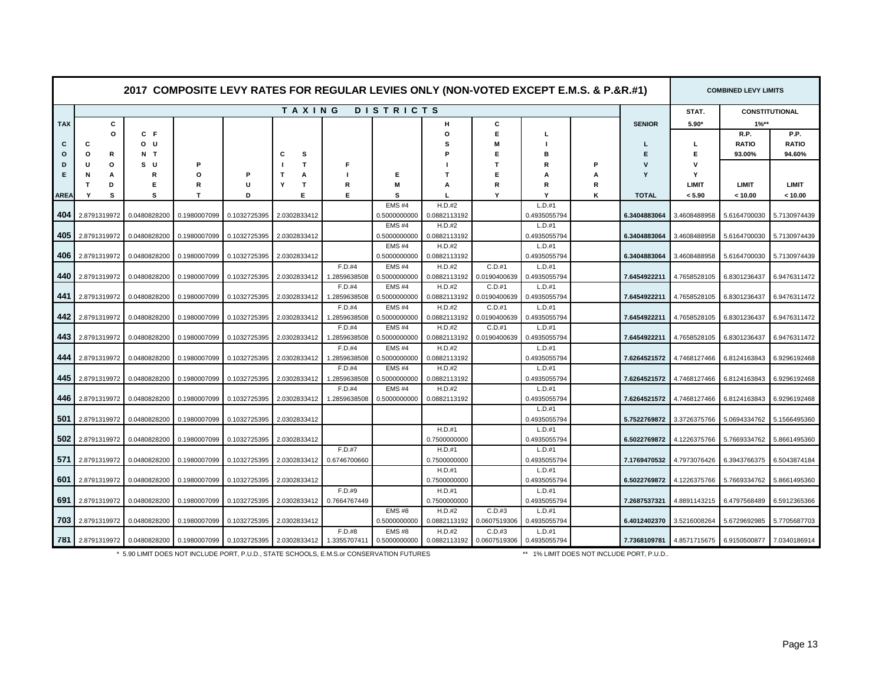# 2017 COMPOSITE LEVY RATES FOR REGULAR LEVIES ONLY (NON-VOTED EXCEPT E.M.S. & P.&R.#1)

| TAX CODE AREA | COUNTY ROADS | CONSERVATION FUTURES | PORT | PUD | CITY STATE | FIRE | EMS | HOSPITAL | CEMETERY | LIBRARY | PARK | SENIOR LEVY TOTAL | STAT. 5.90* LEVY LIMIT < 5.90 | CONSTITUTIONAL 1%** R.P. RATIO 93.00% LIMIT < 10.00 | CONSTITUTIONAL 1%** P.P. RATIO 94.60% LIMIT < 10.00 |
|---|---|---|---|---|---|---|---|---|---|---|---|---|---|---|---|
| 404 | 2.8791319972 | 0.0480828200 | 0.1980007099 | 0.1032725395 | 2.0302833412 | | EMS #4 0.5000000000 | H.D.#2 0.0882113192 | | L.D.#1 0.4935055794 | | 6.3404883064 | 3.4608488958 | 5.6164700030 | 5.7130974439 |
| 405 | 2.8791319972 | 0.0480828200 | 0.1980007099 | 0.1032725395 | 2.0302833412 | | EMS #4 0.5000000000 | H.D.#2 0.0882113192 | | L.D.#1 0.4935055794 | | 6.3404883064 | 3.4608488958 | 5.6164700030 | 5.7130974439 |
| 406 | 2.8791319972 | 0.0480828200 | 0.1980007099 | 0.1032725395 | 2.0302833412 | | EMS #4 0.5000000000 | H.D.#2 0.0882113192 | | L.D.#1 0.4935055794 | | 6.3404883064 | 3.4608488958 | 5.6164700030 | 5.7130974439 |
| 440 | 2.8791319972 | 0.0480828200 | 0.1980007099 | 0.1032725395 | 2.0302833412 | F.D.#4 1.2859638508 | EMS #4 0.5000000000 | H.D.#2 0.0882113192 | C.D.#1 0.0190400639 | L.D.#1 0.4935055794 | | 7.6454922211 | 4.7658528105 | 6.8301236437 | 6.9476311472 |
| 441 | 2.8791319972 | 0.0480828200 | 0.1980007099 | 0.1032725395 | 2.0302833412 | F.D.#4 1.2859638508 | EMS #4 0.5000000000 | H.D.#2 0.0882113192 | C.D.#1 0.0190400639 | L.D.#1 0.4935055794 | | 7.6454922211 | 4.7658528105 | 6.8301236437 | 6.9476311472 |
| 442 | 2.8791319972 | 0.0480828200 | 0.1980007099 | 0.1032725395 | 2.0302833412 | F.D.#4 1.2859638508 | EMS #4 0.5000000000 | H.D.#2 0.0882113192 | C.D.#1 0.0190400639 | L.D.#1 0.4935055794 | | 7.6454922211 | 4.7658528105 | 6.8301236437 | 6.9476311472 |
| 443 | 2.8791319972 | 0.0480828200 | 0.1980007099 | 0.1032725395 | 2.0302833412 | F.D.#4 1.2859638508 | EMS #4 0.5000000000 | H.D.#2 0.0882113192 | C.D.#1 0.0190400639 | L.D.#1 0.4935055794 | | 7.6454922211 | 4.7658528105 | 6.8301236437 | 6.9476311472 |
| 444 | 2.8791319972 | 0.0480828200 | 0.1980007099 | 0.1032725395 | 2.0302833412 | F.D.#4 1.2859638508 | EMS #4 0.5000000000 | H.D.#2 0.0882113192 | | L.D.#1 0.4935055794 | | 7.6264521572 | 4.7468127466 | 6.8124163843 | 6.9296192468 |
| 445 | 2.8791319972 | 0.0480828200 | 0.1980007099 | 0.1032725395 | 2.0302833412 | F.D.#4 1.2859638508 | EMS #4 0.5000000000 | H.D.#2 0.0882113192 | | L.D.#1 0.4935055794 | | 7.6264521572 | 4.7468127466 | 6.8124163843 | 6.9296192468 |
| 446 | 2.8791319972 | 0.0480828200 | 0.1980007099 | 0.1032725395 | 2.0302833412 | F.D.#4 1.2859638508 | EMS #4 0.5000000000 | H.D.#2 0.0882113192 | | L.D.#1 0.4935055794 | | 7.6264521572 | 4.7468127466 | 6.8124163843 | 6.9296192468 |
| 501 | 2.8791319972 | 0.0480828200 | 0.1980007099 | 0.1032725395 | 2.0302833412 | | | | | L.D.#1 0.4935055794 | | 5.7522769872 | 3.3726375766 | 5.0694334762 | 5.1566495360 |
| 502 | 2.8791319972 | 0.0480828200 | 0.1980007099 | 0.1032725395 | 2.0302833412 | | | H.D.#1 0.7500000000 | | L.D.#1 0.4935055794 | | 6.5022769872 | 4.1226375766 | 5.7669334762 | 5.8661495360 |
| 571 | 2.8791319972 | 0.0480828200 | 0.1980007099 | 0.1032725395 | 2.0302833412 | F.D.#7 0.6746700660 | | H.D.#1 0.7500000000 | | L.D.#1 0.4935055794 | | 7.1769470532 | 4.7973076426 | 6.3943766375 | 6.5043874184 |
| 601 | 2.8791319972 | 0.0480828200 | 0.1980007099 | 0.1032725395 | 2.0302833412 | | | H.D.#1 0.7500000000 | | L.D.#1 0.4935055794 | | 6.5022769872 | 4.1226375766 | 5.7669334762 | 5.8661495360 |
| 691 | 2.8791319972 | 0.0480828200 | 0.1980007099 | 0.1032725395 | 2.0302833412 | F.D.#9 0.7664767449 | | H.D.#1 0.7500000000 | | L.D.#1 0.4935055794 | | 7.2687537321 | 4.8891143215 | 6.4797568489 | 6.5912365366 |
| 703 | 2.8791319972 | 0.0480828200 | 0.1980007099 | 0.1032725395 | 2.0302833412 | | EMS #8 0.5000000000 | H.D.#2 0.0882113192 | C.D.#3 0.0607519306 | L.D.#1 0.4935055794 | | 6.4012402370 | 3.5216008264 | 5.6729692985 | 5.7705687703 |
| 781 | 2.8791319972 | 0.0480828200 | 0.1980007099 | 0.1032725395 | 2.0302833412 | F.D.#8 1.3355707411 | EMS #8 0.5000000000 | H.D.#2 0.0882113192 | C.D.#3 0.0607519306 | L.D.#1 0.4935055794 | | 7.7368109781 | 4.8571715675 | 6.9150500877 | 7.0340186914 |

\* 5.90 LIMIT DOES NOT INCLUDE PORT, P.U.D., STATE SCHOOLS, E.M.S.or CONSERVATION FUTURES

\*\* 1% LIMIT DOES NOT INCLUDE PORT, P.U.D..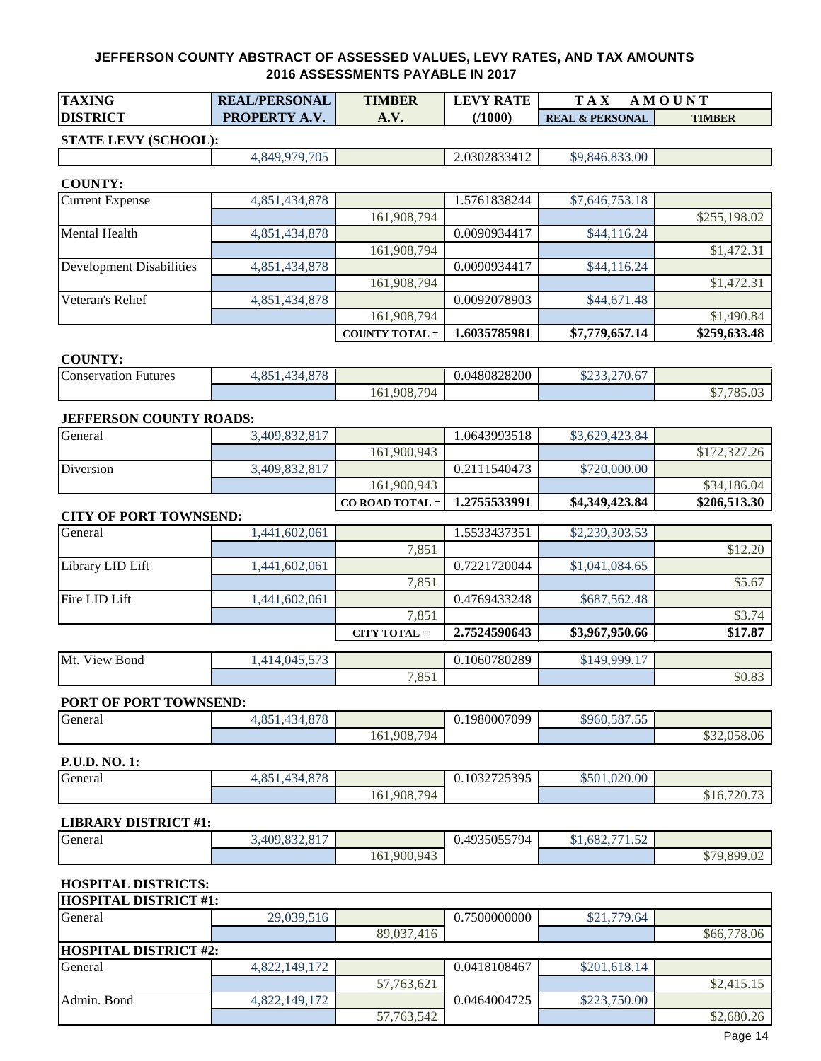# JEFFERSON COUNTY ABSTRACT OF ASSESSED VALUES, LEVY RATES, AND TAX AMOUNTS
## 2016 ASSESSMENTS PAYABLE IN 2017

| TAXING DISTRICT | REAL/PERSONAL PROPERTY A.V. | TIMBER A.V. | LEVY RATE (/1000) | TAX AMOUNT REAL & PERSONAL | TAX AMOUNT TIMBER |
|---|---|---|---|---|---|
| **STATE LEVY (SCHOOL):** | | | | | |
| | 4,849,979,705 | | 2.0302833412 | $9,846,833.00 | |
| **COUNTY:** | | | | | |
| Current Expense | 4,851,434,878 | | 1.5761838244 | $7,646,753.18 | |
| | | 161,908,794 | | | $255,198.02 |
| Mental Health | 4,851,434,878 | | 0.0090934417 | $44,116.24 | |
| | | 161,908,794 | | | $1,472.31 |
| Development Disabilities | 4,851,434,878 | | 0.0090934417 | $44,116.24 | |
| | | 161,908,794 | | | $1,472.31 |
| Veteran's Relief | 4,851,434,878 | | 0.0092078903 | $44,671.48 | |
| | | 161,908,794 | | | $1,490.84 |
| | | **COUNTY TOTAL =** | **1.6035785981** | **$7,779,657.14** | **$259,633.48** |
| **COUNTY:** | | | | | |
| Conservation Futures | 4,851,434,878 | | 0.0480828200 | $233,270.67 | |
| | | 161,908,794 | | | $7,785.03 |
| **JEFFERSON COUNTY ROADS:** | | | | | |
| General | 3,409,832,817 | | 1.0643993518 | $3,629,423.84 | |
| | | 161,900,943 | | | $172,327.26 |
| Diversion | 3,409,832,817 | | 0.2111540473 | $720,000.00 | |
| | | 161,900,943 | | | $34,186.04 |
| | | **CO ROAD TOTAL =** | **1.2755533991** | **$4,349,423.84** | **$206,513.30** |
| **CITY OF PORT TOWNSEND:** | | | | | |
| General | 1,441,602,061 | | 1.5533437351 | $2,239,303.53 | |
| | | 7,851 | | | $12.20 |
| Library LID Lift | 1,441,602,061 | | 0.7221720044 | $1,041,084.65 | |
| | | 7,851 | | | $5.67 |
| Fire LID Lift | 1,441,602,061 | | 0.4769433248 | $687,562.48 | |
| | | 7,851 | | | $3.74 |
| | | **CITY TOTAL =** | **2.7524590643** | **$3,967,950.66** | **$17.87** |
| Mt. View Bond | 1,414,045,573 | | 0.1060780289 | $149,999.17 | |
| | | 7,851 | | | $0.83 |
| **PORT OF PORT TOWNSEND:** | | | | | |
| General | 4,851,434,878 | | 0.1980007099 | $960,587.55 | |
| | | 161,908,794 | | | $32,058.06 |
| **P.U.D. NO. 1:** | | | | | |
| General | 4,851,434,878 | | 0.1032725395 | $501,020.00 | |
| | | 161,908,794 | | | $16,720.73 |
| **LIBRARY DISTRICT #1:** | | | | | |
| General | 3,409,832,817 | | 0.4935055794 | $1,682,771.52 | |
| | | 161,900,943 | | | $79,899.02 |
| **HOSPITAL DISTRICTS:** | | | | | |
| **HOSPITAL DISTRICT #1:** | | | | | |
| General | 29,039,516 | | 0.7500000000 | $21,779.64 | |
| | | 89,037,416 | | | $66,778.06 |
| **HOSPITAL DISTRICT #2:** | | | | | |
| General | 4,822,149,172 | | 0.0418108467 | $201,618.14 | |
| | | 57,763,621 | | | $2,415.15 |
| Admin. Bond | 4,822,149,172 | | 0.0464004725 | $223,750.00 | |
| | | 57,763,542 | | | $2,680.26 |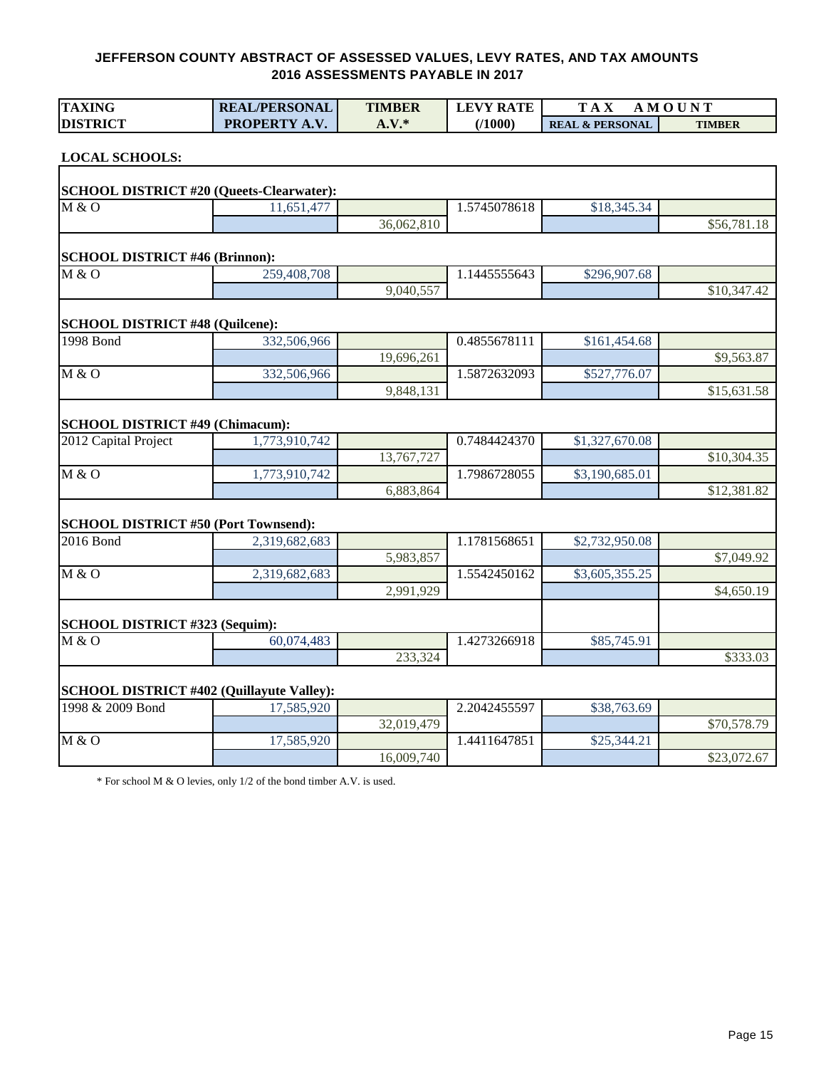## JEFFERSON COUNTY ABSTRACT OF ASSESSED VALUES, LEVY RATES, AND TAX AMOUNTS
## 2016 ASSESSMENTS PAYABLE IN 2017

| TAXING DISTRICT | REAL/PERSONAL PROPERTY A.V. | TIMBER A.V.* | LEVY RATE (/1000) | TAX AMOUNT REAL & PERSONAL | TAX AMOUNT TIMBER |
|---|---|---|---|---|---|
| **LOCAL SCHOOLS:** | | | | | |
| **SCHOOL DISTRICT #20 (Queets-Clearwater):** | | | | | |
| M & O | 11,651,477 | | 1.5745078618 | $18,345.34 | |
| | | 36,062,810 | | | $56,781.18 |
| **SCHOOL DISTRICT #46 (Brinnon):** | | | | | |
| M & O | 259,408,708 | | 1.1445555643 | $296,907.68 | |
| | | 9,040,557 | | | $10,347.42 |
| **SCHOOL DISTRICT #48 (Quilcene):** | | | | | |
| 1998 Bond | 332,506,966 | | 0.4855678111 | $161,454.68 | |
| | | 19,696,261 | | | $9,563.87 |
| M & O | 332,506,966 | | 1.5872632093 | $527,776.07 | |
| | | 9,848,131 | | | $15,631.58 |
| **SCHOOL DISTRICT #49 (Chimacum):** | | | | | |
| 2012 Capital Project | 1,773,910,742 | | 0.7484424370 | $1,327,670.08 | |
| | | 13,767,727 | | | $10,304.35 |
| M & O | 1,773,910,742 | | 1.7986728055 | $3,190,685.01 | |
| | | 6,883,864 | | | $12,381.82 |
| **SCHOOL DISTRICT #50 (Port Townsend):** | | | | | |
| 2016 Bond | 2,319,682,683 | | 1.1781568651 | $2,732,950.08 | |
| | | 5,983,857 | | | $7,049.92 |
| M & O | 2,319,682,683 | | 1.5542450162 | $3,605,355.25 | |
| | | 2,991,929 | | | $4,650.19 |
| **SCHOOL DISTRICT #323 (Sequim):** | | | | | |
| M & O | 60,074,483 | | 1.4273266918 | $85,745.91 | |
| | | 233,324 | | | $333.03 |
| **SCHOOL DISTRICT #402 (Quillayute Valley):** | | | | | |
| 1998 & 2009 Bond | 17,585,920 | | 2.2042455597 | $38,763.69 | |
| | | 32,019,479 | | | $70,578.79 |
| M & O | 17,585,920 | | 1.4411647851 | $25,344.21 | |
| | | 16,009,740 | | | $23,072.67 |

* For school M & O levies, only 1/2 of the bond timber A.V. is used.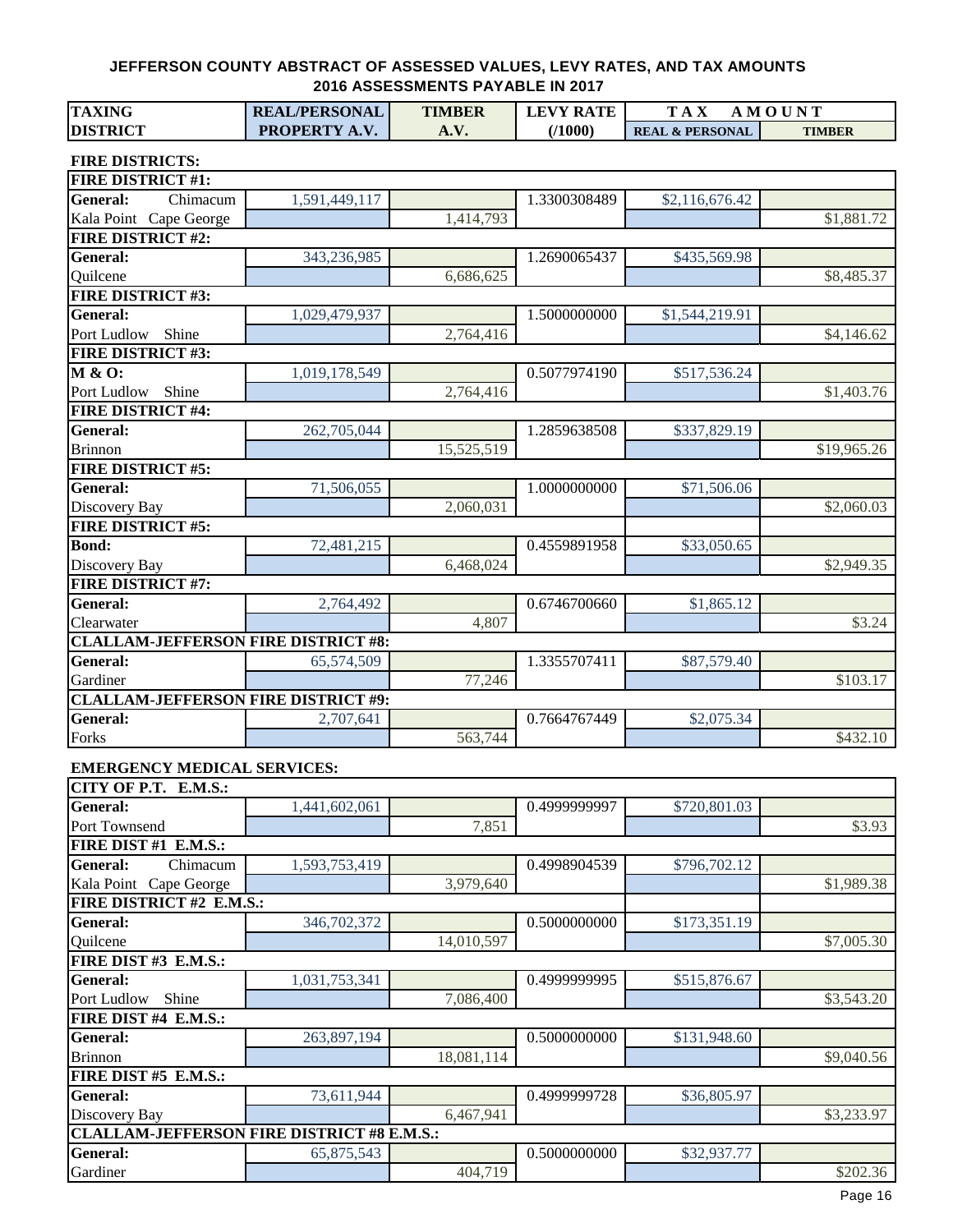# JEFFERSON COUNTY ABSTRACT OF ASSESSED VALUES, LEVY RATES, AND TAX AMOUNTS
## 2016 ASSESSMENTS PAYABLE IN 2017

| TAXING DISTRICT | REAL/PERSONAL PROPERTY A.V. | TIMBER A.V. | LEVY RATE (/1000) | TAX AMOUNT REAL & PERSONAL | TAX AMOUNT TIMBER |
|---|---|---|---|---|---|
| **FIRE DISTRICTS:** | | | | | |
| **FIRE DISTRICT #1:** | | | | | |
| **General:** Chimacum | 1,591,449,117 | | 1.3300308489 | $2,116,676.42 | |
| Kala Point Cape George | | 1,414,793 | | | $1,881.72 |
| **FIRE DISTRICT #2:** | | | | | |
| **General:** | 343,236,985 | | 1.2690065437 | $435,569.98 | |
| Quilcene | | 6,686,625 | | | $8,485.37 |
| **FIRE DISTRICT #3:** | | | | | |
| **General:** | 1,029,479,937 | | 1.5000000000 | $1,544,219.91 | |
| Port Ludlow Shine | | 2,764,416 | | | $4,146.62 |
| **FIRE DISTRICT #3:** | | | | | |
| **M & O:** | 1,019,178,549 | | 0.5077974190 | $517,536.24 | |
| Port Ludlow Shine | | 2,764,416 | | | $1,403.76 |
| **FIRE DISTRICT #4:** | | | | | |
| **General:** | 262,705,044 | | 1.2859638508 | $337,829.19 | |
| Brinnon | | 15,525,519 | | | $19,965.26 |
| **FIRE DISTRICT #5:** | | | | | |
| **General:** | 71,506,055 | | 1.0000000000 | $71,506.06 | |
| Discovery Bay | | 2,060,031 | | | $2,060.03 |
| **FIRE DISTRICT #5:** | | | | | |
| **Bond:** | 72,481,215 | | 0.4559891958 | $33,050.65 | |
| Discovery Bay | | 6,468,024 | | | $2,949.35 |
| **FIRE DISTRICT #7:** | | | | | |
| **General:** | 2,764,492 | | 0.6746700660 | $1,865.12 | |
| Clearwater | | 4,807 | | | $3.24 |
| **CLALLAM-JEFFERSON FIRE DISTRICT #8:** | | | | | |
| **General:** | 65,574,509 | | 1.3355707411 | $87,579.40 | |
| Gardiner | | 77,246 | | | $103.17 |
| **CLALLAM-JEFFERSON FIRE DISTRICT #9:** | | | | | |
| **General:** | 2,707,641 | | 0.7664767449 | $2,075.34 | |
| Forks | | 563,744 | | | $432.10 |
| **EMERGENCY MEDICAL SERVICES:** | | | | | |
| **CITY OF P.T. E.M.S.:** | | | | | |
| **General:** | 1,441,602,061 | | 0.4999999997 | $720,801.03 | |
| Port Townsend | | 7,851 | | | $3.93 |
| **FIRE DIST #1 E.M.S.:** | | | | | |
| **General:** Chimacum | 1,593,753,419 | | 0.4998904539 | $796,702.12 | |
| Kala Point Cape George | | 3,979,640 | | | $1,989.38 |
| **FIRE DISTRICT #2 E.M.S.:** | | | | | |
| **General:** | 346,702,372 | | 0.5000000000 | $173,351.19 | |
| Quilcene | | 14,010,597 | | | $7,005.30 |
| **FIRE DIST #3 E.M.S.:** | | | | | |
| **General:** | 1,031,753,341 | | 0.4999999995 | $515,876.67 | |
| Port Ludlow Shine | | 7,086,400 | | | $3,543.20 |
| **FIRE DIST #4 E.M.S.:** | | | | | |
| **General:** | 263,897,194 | | 0.5000000000 | $131,948.60 | |
| Brinnon | | 18,081,114 | | | $9,040.56 |
| **FIRE DIST #5 E.M.S.:** | | | | | |
| **General:** | 73,611,944 | | 0.4999999728 | $36,805.97 | |
| Discovery Bay | | 6,467,941 | | | $3,233.97 |
| **CLALLAM-JEFFERSON FIRE DISTRICT #8 E.M.S.:** | | | | | |
| **General:** | 65,875,543 | | 0.5000000000 | $32,937.77 | |
| Gardiner | | 404,719 | | | $202.36 |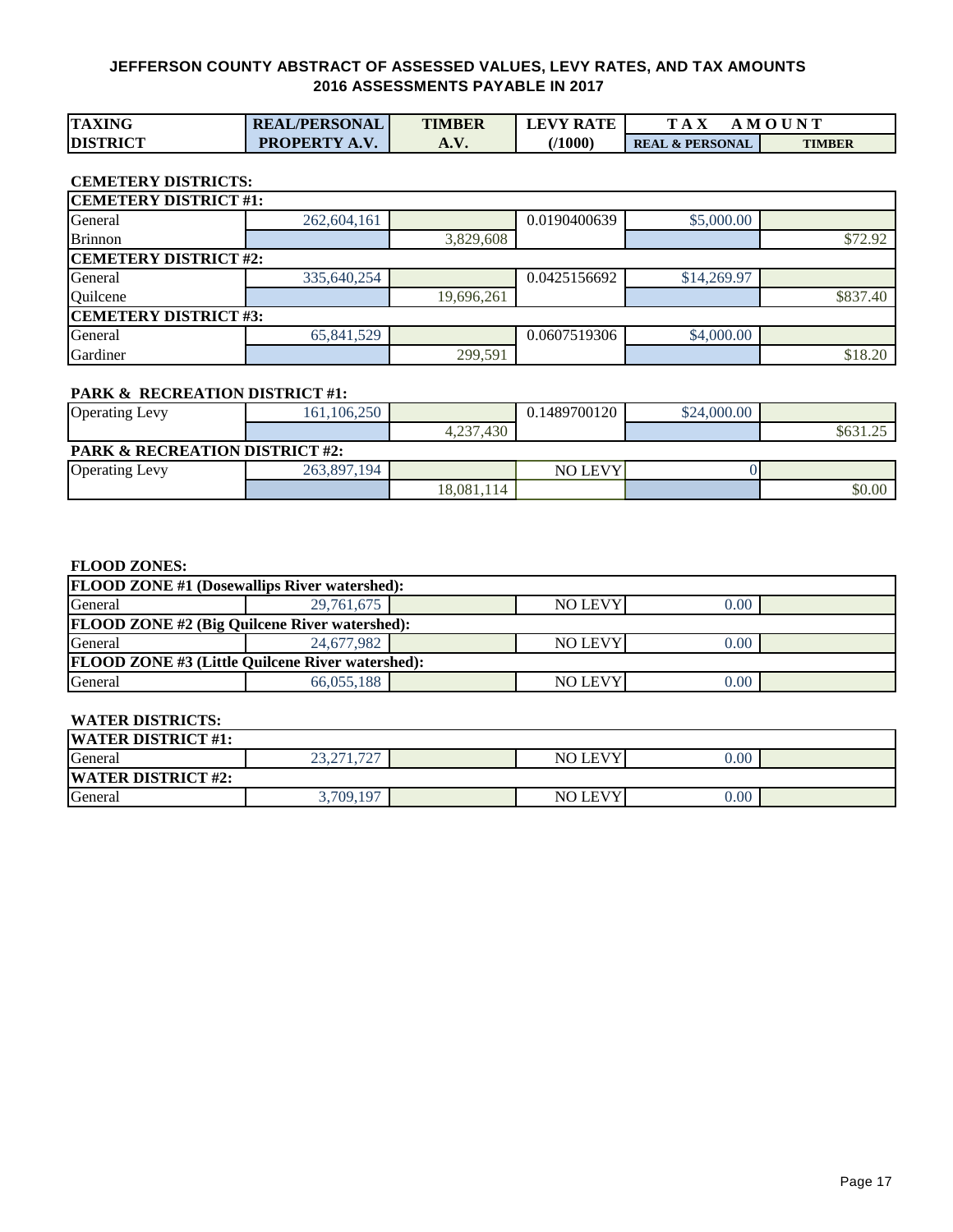# JEFFERSON COUNTY ABSTRACT OF ASSESSED VALUES, LEVY RATES, AND TAX AMOUNTS
## 2016 ASSESSMENTS PAYABLE IN 2017

| TAXING DISTRICT | REAL/PERSONAL PROPERTY A.V. | TIMBER A.V. | LEVY RATE (/1000) | TAX AMOUNT REAL & PERSONAL | TAX AMOUNT TIMBER |
|---|---|---|---|---|---|
| **CEMETERY DISTRICTS:** | | | | | |
| **CEMETERY DISTRICT #1:** | | | | | |
| General | 262,604,161 | | 0.0190400639 | $5,000.00 | |
| Brinnon | | 3,829,608 | | | $72.92 |
| **CEMETERY DISTRICT #2:** | | | | | |
| General | 335,640,254 | | 0.0425156692 | $14,269.97 | |
| Quilcene | | 19,696,261 | | | $837.40 |
| **CEMETERY DISTRICT #3:** | | | | | |
| General | 65,841,529 | | 0.0607519306 | $4,000.00 | |
| Gardiner | | 299,591 | | | $18.20 |
| **PARK & RECREATION DISTRICT #1:** | | | | | |
| Operating Levy | 161,106,250 | | 0.1489700120 | $24,000.00 | |
| | | 4,237,430 | | | $631.25 |
| **PARK & RECREATION DISTRICT #2:** | | | | | |
| Operating Levy | 263,897,194 | | NO LEVY | 0 | |
| | | 18,081,114 | | | $0.00 |
| **FLOOD ZONES:** | | | | | |
| **FLOOD ZONE #1 (Dosewallips River watershed):** | | | | | |
| General | 29,761,675 | | NO LEVY | 0.00 | |
| **FLOOD ZONE #2 (Big Quilcene River watershed):** | | | | | |
| General | 24,677,982 | | NO LEVY | 0.00 | |
| **FLOOD ZONE #3 (Little Quilcene River watershed):** | | | | | |
| General | 66,055,188 | | NO LEVY | 0.00 | |
| **WATER DISTRICTS:** | | | | | |
| **WATER DISTRICT #1:** | | | | | |
| General | 23,271,727 | | NO LEVY | 0.00 | |
| **WATER DISTRICT #2:** | | | | | |
| General | 3,709,197 | | NO LEVY | 0.00 | |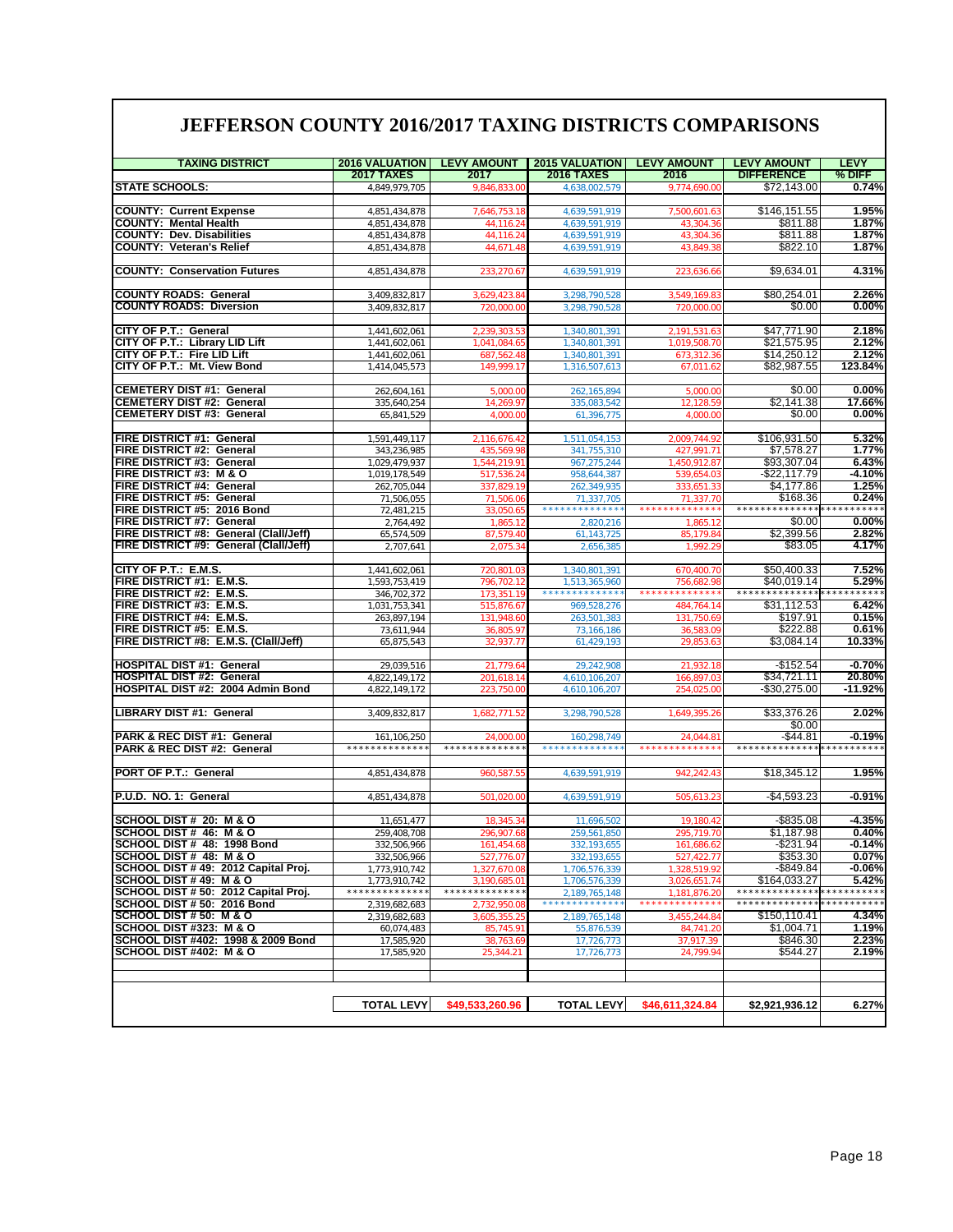# JEFFERSON COUNTY 2016/2017 TAXING DISTRICTS COMPARISONS

| TAXING DISTRICT | 2016 VALUATION 2017 TAXES | LEVY AMOUNT 2017 | 2015 VALUATION 2016 TAXES | LEVY AMOUNT 2016 | LEVY AMOUNT DIFFERENCE | LEVY % DIFF |
|---|---|---|---|---|---|---|
| STATE SCHOOLS: | 4,849,979,705 | 9,846,833.00 | 4,638,002,579 | 9,774,690.00 | $72,143.00 | 0.74% |
| | | | | | | |
| COUNTY: Current Expense | 4,851,434,878 | 7,646,753.18 | 4,639,591,919 | 7,500,601.63 | $146,151.55 | 1.95% |
| COUNTY: Mental Health | 4,851,434,878 | 44,116.24 | 4,639,591,919 | 43,304.36 | $811.88 | 1.87% |
| COUNTY: Dev. Disabilities | 4,851,434,878 | 44,116.24 | 4,639,591,919 | 43,304.36 | $811.88 | 1.87% |
| COUNTY: Veteran's Relief | 4,851,434,878 | 44,671.48 | 4,639,591,919 | 43,849.38 | $822.10 | 1.87% |
| | | | | | | |
| COUNTY: Conservation Futures | 4,851,434,878 | 233,270.67 | 4,639,591,919 | 223,636.66 | $9,634.01 | 4.31% |
| | | | | | | |
| COUNTY ROADS: General | 3,409,832,817 | 3,629,423.84 | 3,298,790,528 | 3,549,169.83 | $80,254.01 | 2.26% |
| COUNTY ROADS: Diversion | 3,409,832,817 | 720,000.00 | 3,298,790,528 | 720,000.00 | $0.00 | 0.00% |
| | | | | | | |
| CITY OF P.T.: General | 1,441,602,061 | 2,239,303.53 | 1,340,801,391 | 2,191,531.63 | $47,771.90 | 2.18% |
| CITY OF P.T.: Library LID Lift | 1,441,602,061 | 1,041,084.65 | 1,340,801,391 | 1,019,508.70 | $21,575.95 | 2.12% |
| CITY OF P.T.: Fire LID Lift | 1,441,602,061 | 687,562.48 | 1,340,801,391 | 673,312.36 | $14,250.12 | 2.12% |
| CITY OF P.T.: Mt. View Bond | 1,414,045,573 | 149,999.17 | 1,316,507,613 | 67,011.62 | $82,987.55 | 123.84% |
| | | | | | | |
| CEMETERY DIST #1: General | 262,604,161 | 5,000.00 | 262,165,894 | 5,000.00 | $0.00 | 0.00% |
| CEMETERY DIST #2: General | 335,640,254 | 14,269.97 | 335,083,542 | 12,128.59 | $2,141.38 | 17.66% |
| CEMETERY DIST #3: General | 65,841,529 | 4,000.00 | 61,396,775 | 4,000.00 | $0.00 | 0.00% |
| | | | | | | |
| FIRE DISTRICT #1: General | 1,591,449,117 | 2,116,676.42 | 1,511,054,153 | 2,009,744.92 | $106,931.50 | 5.32% |
| FIRE DISTRICT #2: General | 343,236,985 | 435,569.98 | 341,755,310 | 427,991.71 | $7,578.27 | 1.77% |
| FIRE DISTRICT #3: General | 1,029,479,937 | 1,544,219.91 | 967,275,244 | 1,450,912.87 | $93,307.04 | 6.43% |
| FIRE DISTRICT #3: M & O | 1,019,178,549 | 517,536.24 | 958,644,387 | 539,654.03 | -$22,117.79 | -4.10% |
| FIRE DISTRICT #4: General | 262,705,044 | 337,829.19 | 262,349,935 | 333,651.33 | $4,177.86 | 1.25% |
| FIRE DISTRICT #5: General | 71,506,055 | 71,506.06 | 71,337,705 | 71,337.70 | $168.36 | 0.24% |
| FIRE DISTRICT #5: 2016 Bond | 72,481,215 | 33,050.65 | ************** | ************** | ************** | ********** |
| FIRE DISTRICT #7: General | 2,764,492 | 1,865.12 | 2,820,216 | 1,865.12 | $0.00 | 0.00% |
| FIRE DISTRICT #8: General (Clall/Jeff) | 65,574,509 | 87,579.40 | 61,143,725 | 85,179.84 | $2,399.56 | 2.82% |
| FIRE DISTRICT #9: General (Clall/Jeff) | 2,707,641 | 2,075.34 | 2,656,385 | 1,992.29 | $83.05 | 4.17% |
| | | | | | | |
| CITY OF P.T.: E.M.S. | 1,441,602,061 | 720,801.03 | 1,340,801,391 | 670,400.70 | $50,400.33 | 7.52% |
| FIRE DISTRICT #1: E.M.S. | 1,593,753,419 | 796,702.12 | 1,513,365,960 | 756,682.98 | $40,019.14 | 5.29% |
| FIRE DISTRICT #2: E.M.S. | 346,702,372 | 173,351.19 | ************** | ************** | ************** | ********** |
| FIRE DISTRICT #3: E.M.S. | 1,031,753,341 | 515,876.67 | 969,528,276 | 484,764.14 | $31,112.53 | 6.42% |
| FIRE DISTRICT #4: E.M.S. | 263,897,194 | 131,948.60 | 263,501,383 | 131,750.69 | $197.91 | 0.15% |
| FIRE DISTRICT #5: E.M.S. | 73,611,944 | 36,805.97 | 73,166,186 | 36,583.09 | $222.88 | 0.61% |
| FIRE DISTRICT #8: E.M.S. (Clall/Jeff) | 65,875,543 | 32,937.77 | 61,429,193 | 29,853.63 | $3,084.14 | 10.33% |
| | | | | | | |
| HOSPITAL DIST #1: General | 29,039,516 | 21,779.64 | 29,242,908 | 21,932.18 | -$152.54 | -0.70% |
| HOSPITAL DIST #2: General | 4,822,149,172 | 201,618.14 | 4,610,106,207 | 166,897.03 | $34,721.11 | 20.80% |
| HOSPITAL DIST #2: 2004 Admin Bond | 4,822,149,172 | 223,750.00 | 4,610,106,207 | 254,025.00 | -$30,275.00 | -11.92% |
| | | | | | | |
| LIBRARY DIST #1: General | 3,409,832,817 | 1,682,771.52 | 3,298,790,528 | 1,649,395.26 | $33,376.26 | 2.02% |
| | | | | | $0.00 | |
| PARK & REC DIST #1: General | 161,106,250 | 24,000.00 | 160,298,749 | 24,044.81 | -$44.81 | -0.19% |
| PARK & REC DIST #2: General | ************** | ************** | ************** | ************** | ************** | ********** |
| | | | | | | |
| PORT OF P.T.: General | 4,851,434,878 | 960,587.55 | 4,639,591,919 | 942,242.43 | $18,345.12 | 1.95% |
| | | | | | | |
| P.U.D. NO. 1: General | 4,851,434,878 | 501,020.00 | 4,639,591,919 | 505,613.23 | -$4,593.23 | -0.91% |
| | | | | | | |
| SCHOOL DIST # 20: M & O | 11,651,477 | 18,345.34 | 11,696,502 | 19,180.42 | -$835.08 | -4.35% |
| SCHOOL DIST # 46: M & O | 259,408,708 | 296,907.68 | 259,561,850 | 295,719.70 | $1,187.98 | 0.40% |
| SCHOOL DIST # 48: 1998 Bond | 332,506,966 | 161,454.68 | 332,193,655 | 161,686.62 | -$231.94 | -0.14% |
| SCHOOL DIST # 48: M & O | 332,506,966 | 527,776.07 | 332,193,655 | 527,422.77 | $353.30 | 0.07% |
| SCHOOL DIST # 49: 2012 Capital Proj. | 1,773,910,742 | 1,327,670.08 | 1,706,576,339 | 1,328,519.92 | -$849.84 | -0.06% |
| SCHOOL DIST # 49: M & O | 1,773,910,742 | 3,190,685.01 | 1,706,576,339 | 3,026,651.74 | $164,033.27 | 5.42% |
| SCHOOL DIST # 50: 2012 Capital Proj. | ************** | ************** | 2,189,765,148 | 1,181,876.20 | ************** | ********** |
| SCHOOL DIST # 50: 2016 Bond | 2,319,682,683 | 2,732,950.08 | ************** | ************** | ************** | ********** |
| SCHOOL DIST # 50: M & O | 2,319,682,683 | 3,605,355.25 | 2,189,765,148 | 3,455,244.84 | $150,110.41 | 4.34% |
| SCHOOL DIST #323: M & O | 60,074,483 | 85,745.91 | 55,876,539 | 84,741.20 | $1,004.71 | 1.19% |
| SCHOOL DIST #402: 1998 & 2009 Bond | 17,585,920 | 38,763.69 | 17,726,773 | 37,917.39 | $846.30 | 2.23% |
| SCHOOL DIST #402: M & O | 17,585,920 | 25,344.21 | 17,726,773 | 24,799.94 | $544.27 | 2.19% |
| | | | | | | |
| | TOTAL LEVY | $49,533,260.96 | TOTAL LEVY | $46,611,324.84 | $2,921,936.12 | 6.27% |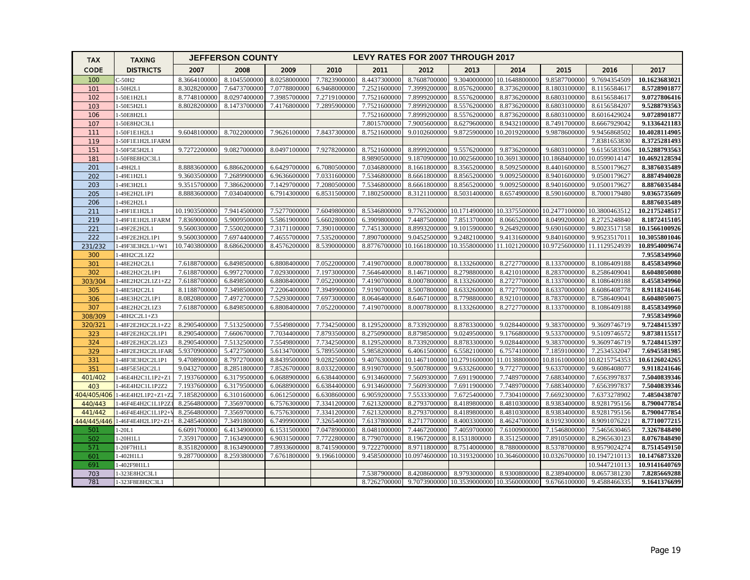| TAX CODE | TAXING DISTRICTS | JEFFERSON COUNTY 2007 | 2008 | 2009 | 2010 | LEVY RATES FOR 2007 THROUGH 2017 2011 | 2012 | 2013 | 2014 | 2015 | 2016 | 2017 |
|---|---|---|---|---|---|---|---|---|---|---|---|---|
| 100 | C-50H2 | 8.3664100000 | 8.1045500000 | 8.0258000000 | 7.7823900000 | 8.4437300000 | 8.7608700000 | 9.3040000000 | 10.1648800000 | 9.8587700000 | 9.7694354509 | **10.1623683021** |
| 101 | 1-50H2L1 | 8.3028200000 | 7.6473700000 | 7.0778800000 | 6.9468000000 | 7.2521600000 | 7.3999200000 | 8.0576200000 | 8.3736200000 | 8.1803100000 | 8.1156584617 | **8.5728901877** |
| 102 | 1-50E1H2L1 | 8.7748100000 | 8.0297400000 | 7.3985700000 | 7.2719100000 | 7.7521600000 | 7.8999200000 | 8.5576200000 | 8.8736200000 | 8.6803100000 | 8.6156584617 | **9.0727806416** |
| 103 | 1-50E5H2L1 | 8.8028200000 | 8.1473700000 | 7.4176800000 | 7.2895900000 | 7.7521600000 | 7.8999200000 | 8.5576200000 | 8.8736200000 | 8.6803100000 | 8.6156584207 | **9.5288793563** |
| 106 | 1-50E8H2L1 | | | | | 7.7521600000 | 7.8999200000 | 8.5576200000 | 8.8736200000 | 8.6803100000 | 8.6016429024 | **9.0728901877** |
| 107 | 1-50E8H2C3L1 | | | | | 7.8015700000 | 7.9005600000 | 8.6279600000 | 8.9432100000 | 8.7491700000 | 8.6667929042 | **9.1336421183** |
| 111 | 1-50F1E1H2L1 | 9.6048100000 | 8.7022000000 | 7.9626100000 | 7.8437300000 | 8.7521600000 | 9.0102600000 | 9.8725900000 | 10.2019200000 | 9.9878600000 | 9.9456868502 | **10.4028114905** |
| 119 | 1-50F1E1H2L1FARM | | | | | | | | | | 7.8381653830 | **8.3725281493** |
| 151 | 1-50F5E5H2L1 | 9.7272200000 | 9.0827000000 | 8.0497100000 | 7.9278200000 | 8.7521600000 | 8.8999200000 | 9.5576200000 | 9.8736200000 | 9.6803100000 | 9.6156583506 | **10.5288793563** |
| 181 | 1-50F8E8H2C3L1 | | | | | 8.9890500000 | 9.1870900000 | 10.0025600000 | 10.3691300000 | 10.1868400000 | 10.0599014147 | **10.4692128594** |
| 201 | 1-49H2L1 | 8.8883600000 | 6.8866200000 | 6.6429700000 | 6.7080500000 | 7.0346800000 | 8.1661800000 | 8.3565200000 | 8.5092500000 | 8.4401600000 | 8.5500179627 | **8.3876035489** |
| 202 | 1-49E1H2L1 | 9.3603500000 | 7.2689900000 | 6.9636600000 | 7.0331600000 | 7.5346800000 | 8.6661800000 | 8.8565200000 | 9.0092500000 | 8.9401600000 | 9.0500179627 | **8.8874940028** |
| 203 | 1-49E3H2L1 | 9.3515700000 | 7.3866200000 | 7.1429700000 | 7.2080500000 | 7.5346800000 | 8.6661800000 | 8.8565200000 | 9.0092500000 | 8.9401600000 | 9.0500179627 | **8.8876035484** |
| 205 | 1-49E2H2L1P1 | 8.8883600000 | 7.0340400000 | 6.7914300000 | 6.8531500000 | 7.1802500000 | 8.3121100000 | 8.5031400000 | 8.6574900000 | 8.5901600000 | 8.7000179480 | **9.0365735609** |
| 206 | 1-49E2H2L1 | | | | | | | | | | | **8.8876035489** |
| 211 | 1-49F1E1H2L1 | 10.1903500000 | 7.9414500000 | 7.5277000000 | 7.6049800000 | 8.5346800000 | 9.7765200000 | 10.1714900000 | 10.3375500000 | 10.2477100000 | 10.3800463512 | **10.2175248517** |
| 219 | 1-49F1E1H2L1FARM | 7.8369000000 | 5.9009500000 | 5.5861900000 | 5.6602800000 | 6.3909800000 | 7.4487500000 | 7.8513700000 | 8.0665200000 | 8.0499200000 | 8.2725248840 | **8.1872415105** |
| 221 | 1-49F2E2H2L1 | 9.5600300000 | 7.5500200000 | 7.3171100000 | 7.3901000000 | 7.7451300000 | 8.8993200000 | 9.1015900000 | 9.2649200000 | 9.6901600000 | 9.8023517158 | **10.1566100926** |
| 222 | 1-49F2E2H2L1P1 | 9.5600300000 | 7.6974400000 | 7.4655700000 | 7.5352000000 | 7.8907000000 | 9.0452500000 | 9.2482100000 | 9.4131600000 | 9.8401600000 | 9.9523517011 | **10.3055801046** |
| 231/232 | 1-49F3E3H2L1/+W1 | 10.7403800000 | 8.6866200000 | 8.4576200000 | 8.5390000000 | 8.8776700000 | 10.1661800000 | 10.3558000000 | 11.1021200000 | 10.9725600000 | 11.1129524939 | **10.8954009674** |
| 300 | 1-48H2C2L1Z2 | | | | | | | | | | | **7.9558349960** |
| 301 | 1-48E2H2C2L1 | 7.6188700000 | 6.8498500000 | 6.8808400000 | 7.0522000000 | 7.4190700000 | 8.0007800000 | 8.1332600000 | 8.2727700000 | 8.1337000000 | 8.1086409188 | **8.4558349960** |
| 302 | 1-48E2H2C2L1P1 | 7.6188700000 | 6.9972700000 | 7.0293000000 | 7.1973000000 | 7.5646400000 | 8.1467100000 | 8.2798800000 | 8.4210100000 | 8.2837000000 | 8.2586409041 | **8.6048050080** |
| 303/304 | 1-48E2H2C2L1Z1+Z2 | 7.6188700000 | 6.8498500000 | 6.8808400000 | 7.0522000000 | 7.4190700000 | 8.0007800000 | 8.1332600000 | 8.2727700000 | 8.1337000000 | 8.1086409188 | **8.4558349960** |
| 305 | 1-48E5H2C2L1 | 8.1188700000 | 7.3498500000 | 7.2206400000 | 7.3949900000 | 7.9190700000 | 8.5007800000 | 8.6332600000 | 8.7727700000 | 8.6337000000 | 8.6086408778 | **8.9118241646** |
| 306 | 1-48E3H2C2L1P1 | 8.0820800000 | 7.4972700000 | 7.5293000000 | 7.6973000000 | 8.0646400000 | 8.6467100000 | 8.7798800000 | 8.9210100000 | 8.7837000000 | 8.7586409041 | **8.6048050075** |
| 307 | 1-48E2H2C2L1Z3 | 7.6188700000 | 6.8498500000 | 6.8808400000 | 7.0522000000 | 7.4190700000 | 8.0007800000 | 8.1332600000 | 8.2727700000 | 8.1337000000 | 8.1086409188 | **8.4558349960** |
| 308/309 | 1-48H2C2L1+Z3 | | | | | | | | | | | **7.9558349960** |
| 320/321 | 1-48F2E2H2C2L1+Z2 | 8.2905400000 | 7.5132500000 | 7.5549800000 | 7.7342500000 | 8.1295200000 | 8.7339200000 | 8.8783300000 | 9.0284400000 | 9.3837000000 | 9.3609746719 | **9.7248415397** |
| 323 | 1-48F2E2H2C2L1P1 | 8.2905400000 | 7.6606700000 | 7.7034400000 | 7.8793500000 | 8.2750900000 | 8.8798500000 | 9.0249500000 | 9.1766800000 | 9.5337000000 | 9.5109746572 | **9.8738115517** |
| 324 | 1-48F2E2H2C2L1Z3 | 8.2905400000 | 7.5132500000 | 7.5549800000 | 7.7342500000 | 8.1295200000 | 8.7339200000 | 8.8783300000 | 9.0284400000 | 9.3837000000 | 9.3609746719 | **9.7248415397** |
| 329 | 1-48F2E2H2C2L1FAR | 5.9370900000 | 5.4727500000 | 5.6134700000 | 5.7895500000 | 5.9858200000 | 6.4061500000 | 6.5582100000 | 6.7574100000 | 7.1859100000 | 7.2534532047 | **7.6945581985** |
| 331 | 1-48F3E3H2C2L1P1 | 9.4708900000 | 8.7972700000 | 8.8439500000 | 9.0282500000 | 9.4076300000 | 10.1467100000 | 10.2791600000 | 11.0138800000 | 10.8161000000 | 10.8215754353 | **10.6126024265** |
| 351 | 1-48F5E5H2C2L1 | 9.0432700000 | 8.2851800000 | 7.8526700000 | 8.0332200000 | 8.9190700000 | 9.5007800000 | 9.6332600000 | 9.7727700000 | 9.6337000000 | 9.6086408077 | **9.9118241646** |
| 401/402 | 1-46E4H2C1L1P2+Z1 | 7.1937600000 | 6.3179500000 | 6.0688900000 | 6.6384400000 | 6.9134600000 | 7.5609300000 | 7.6911900000 | 7.7489700000 | 7.6883400000 | 7.6563997837 | **7.5040839346** |
| 403 | 1-46E4H2C1L1P2Z2 | 7.1937600000 | 6.3179500000 | 6.0688900000 | 6.6384400000 | 6.9134600000 | 7.5609300000 | 7.6911900000 | 7.7489700000 | 7.6883400000 | 7.6563997837 | **7.5040839346** |
| 404/405/406 | 1-46E4H2C1L1P2+Z1+Z2 | 7.1858200000 | 6.3101600000 | 6.0612500000 | 6.6308600000 | 6.9059200000 | 7.5533300000 | 7.6725400000 | 7.7304100000 | 7.6692300000 | 7.6373278902 | **7.4850438707** |
| 440/443 | 1-46F4E4H2C1L1P2Z1 | 8.2564800000 | 7.3569700000 | 6.7576300000 | 7.3341200000 | 7.6213200000 | 8.2793700000 | 8.4189800000 | 8.4810300000 | 8.9383400000 | 8.9281795156 | **8.7900477854** |
| 441/442 | 1-46F4E4H2C1L1P2+V | 8.2564800000 | 7.3569700000 | 6.7576300000 | 7.3341200000 | 7.6213200000 | 8.2793700000 | 8.4189800000 | 8.4810300000 | 8.9383400000 | 8.9281795156 | **8.7900477854** |
| 444/445/446 | 1-46F4E4H2C1L1P2+Z1+ | 8.2485400000 | 7.3491800000 | 6.7499900000 | 7.3265400000 | 7.6137800000 | 8.2717700000 | 8.4003300000 | 8.4624700000 | 8.9192300000 | 8.9091076221 | **8.7710077215** |
| 501 | 1-20L1 | 6.6091700000 | 6.4134900000 | 6.1531500000 | 7.0478900000 | 8.0481000000 | 7.4467200000 | 7.4059700000 | 7.6100900000 | 7.1546800000 | 7.5465630465 | **7.3267848490** |
| 502 | 1-20H1L1 | 7.3591700000 | 7.1634900000 | 6.9031500000 | 7.7722800000 | 8.7790700000 | 8.1967200000 | 8.1531800000 | 8.3512500000 | 7.8910500000 | 8.2965630123 | **8.0767848490** |
| 571 | 1-20F7H1L1 | 8.3518200000 | 8.1634900000 | 7.8933600000 | 8.7415900000 | 9.7222700000 | 8.9711800000 | 8.7514000000 | 8.7880000000 | 8.5378700000 | 8.9579024274 | **8.7514549150** |
| 601 | 1-402H1L1 | 9.2877000000 | 8.2593800000 | 7.6761800000 | 9.1966100000 | 9.4585000000 | 10.0974600000 | 10.3193200000 | 10.3646000000 | 10.0326700000 | 10.1947210113 | **10.1476873320** |
| 691 | 1-402F9H1L1 | | | | | | | | | | 10.9447210113 | **10.9141640769** |
| 703 | 1-323E8H2C3L1 | | | | | 7.5387900000 | 8.4208600000 | 8.9793000000 | 8.9300800000 | 8.2389400000 | 8.0657381230 | **7.8285669288** |
| 781 | 1-323F8E8H2C3L1 | | | | | 8.7262700000 | 9.7073900000 | 10.3539000000 | 10.3560000000 | 9.6766100000 | 9.4588466335 | **9.1641376699** |